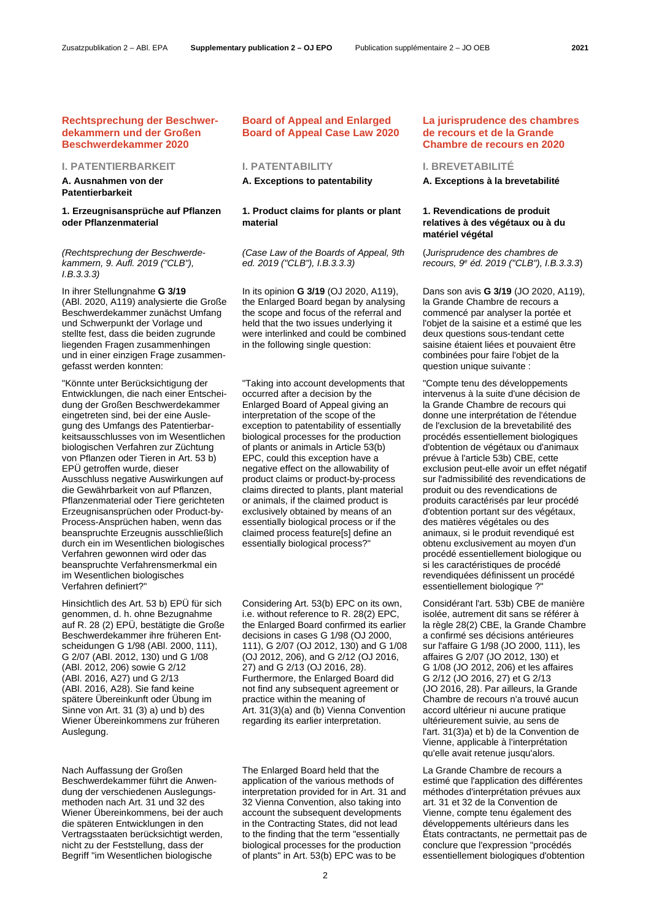# Rechtsprechung der Beschwerdekammern und der Großen Beschwerdekammer 2020

## I. PATENTIERBARKEIT

### A. Ausnahmen von der Patentierbarkeit

#### 1. Erzeugnisansprüche auf Pflanzen oder Pflanzenmaterial

*(Rechtsprechung der Beschwerdekammern, 9. Aufl. 2019 ("CLB"), I.B.3.3.3)*

In ihrer Stellungnahme **G 3/19** (ABl. 2020, A119) analysierte die Große Beschwerdekammer zunächst Umfang und Schwerpunkt der Vorlage und stellte fest, dass die beiden zugrunde liegenden Fragen zusammenhingen und in einer einzigen Frage zusammengefasst werden konnten:

"Könnte unter Berücksichtigung der Entwicklungen, die nach einer Entscheidung der Großen Beschwerdekammer eingetreten sind, bei der eine Auslegung des Umfangs des Patentierbarkeitsausschlusses von im Wesentlichen biologischen Verfahren zur Züchtung von Pflanzen oder Tieren in Art. 53 b) EPÜ getroffen wurde, dieser Ausschluss negative Auswirkungen auf die Gewährbarkeit von auf Pflanzen, Pflanzenmaterial oder Tiere gerichteten Erzeugnisansprüchen oder Product-by-Process-Ansprüchen haben, wenn das beanspruchte Erzeugnis ausschließlich durch ein im Wesentlichen biologisches Verfahren gewonnen wird oder das beanspruchte Verfahrensmerkmal ein im Wesentlichen biologisches Verfahren definiert?"

Hinsichtlich des Art. 53 b) EPÜ für sich genommen, d. h. ohne Bezugnahme auf R. 28 (2) EPÜ, bestätigte die Große Beschwerdekammer ihre früheren Entscheidungen G 1/98 (ABl. 2000, 111), G 2/07 (ABl. 2012, 130) und G 1/08 (ABl. 2012, 206) sowie G 2/12 (ABl. 2016, A27) und G 2/13 (ABl. 2016, A28). Sie fand keine spätere Übereinkunft oder Übung im Sinne von Art. 31 (3) a) und b) des Wiener Übereinkommens zur früheren Auslegung.

Nach Auffassung der Großen Beschwerdekammer führt die Anwendung der verschiedenen Auslegungsmethoden nach Art. 31 und 32 des Wiener Übereinkommens, bei der auch die späteren Entwicklungen in den Vertragsstaaten berücksichtigt werden, nicht zu der Feststellung, dass der Begriff "im Wesentlichen biologische

# Board of Appeal and Enlarged Board of Appeal Case Law 2020

## I. PATENTABILITY

### A. Exceptions to patentability

#### 1. Product claims for plants or plant material

*(Case Law of the Boards of Appeal, 9th ed. 2019 ("CLB"), I.B.3.3.3)*

In its opinion **G 3/19** (OJ 2020, A119), the Enlarged Board began by analysing the scope and focus of the referral and held that the two issues underlying it were interlinked and could be combined in the following single question:

"Taking into account developments that occurred after a decision by the Enlarged Board of Appeal giving an interpretation of the scope of the exception to patentability of essentially biological processes for the production of plants or animals in Article 53(b) EPC, could this exception have a negative effect on the allowability of product claims or product-by-process claims directed to plants, plant material or animals, if the claimed product is exclusively obtained by means of an essentially biological process or if the claimed process feature[s] define an essentially biological process?"

Considering Art. 53(b) EPC on its own, i.e. without reference to R. 28(2) EPC, the Enlarged Board confirmed its earlier decisions in cases G 1/98 (OJ 2000, 111), G 2/07 (OJ 2012, 130) and G 1/08 (OJ 2012, 206), and G 2/12 (OJ 2016, 27) and G 2/13 (OJ 2016, 28). Furthermore, the Enlarged Board did not find any subsequent agreement or practice within the meaning of Art. 31(3)(a) and (b) Vienna Convention regarding its earlier interpretation.

The Enlarged Board held that the application of the various methods of interpretation provided for in Art. 31 and 32 Vienna Convention, also taking into account the subsequent developments in the Contracting States, did not lead to the finding that the term "essentially biological processes for the production of plants" in Art. 53(b) EPC was to be

# La jurisprudence des chambres de recours et de la Grande Chambre de recours en 2020

## I. BREVETABILITÉ

### A. Exceptions à la brevetabilité

#### 1. Revendications de produit relatives à des végétaux ou à du matériel végétal

(*Jurisprudence des chambres de recours, 9e éd. 2019 ("CLB"), I.B.3.3.3*)

Dans son avis **G 3/19** (JO 2020, A119), la Grande Chambre de recours a commencé par analyser la portée et l'objet de la saisine et a estimé que les deux questions sous-tendant cette saisine étaient liées et pouvaient être combinées pour faire l'objet de la question unique suivante :

"Compte tenu des développements intervenus à la suite d'une décision de la Grande Chambre de recours qui donne une interprétation de l'étendue de l'exclusion de la brevetabilité des procédés essentiellement biologiques d'obtention de végétaux ou d'animaux prévue à l'article 53b) CBE, cette exclusion peut-elle avoir un effet négatif sur l'admissibilité des revendications de produit ou des revendications de produits caractérisés par leur procédé d'obtention portant sur des végétaux, des matières végétales ou des animaux, si le produit revendiqué est obtenu exclusivement au moyen d'un procédé essentiellement biologique ou si les caractéristiques de procédé revendiquées définissent un procédé essentiellement biologique ?"

Considérant l'art. 53b) CBE de manière isolée, autrement dit sans se référer à la règle 28(2) CBE, la Grande Chambre a confirmé ses décisions antérieures sur l'affaire G 1/98 (JO 2000, 111), les affaires G 2/07 (JO 2012, 130) et G 1/08 (JO 2012, 206) et les affaires G 2/12 (JO 2016, 27) et G 2/13 (JO 2016, 28). Par ailleurs, la Grande Chambre de recours n'a trouvé aucun accord ultérieur ni aucune pratique ultérieurement suivie, au sens de l'art. 31(3)a) et b) de la Convention de Vienne, applicable à l'interprétation qu'elle avait retenue jusqu'alors.

La Grande Chambre de recours a estimé que l'application des différentes méthodes d'interprétation prévues aux art. 31 et 32 de la Convention de Vienne, compte tenu également des développements ultérieurs dans les États contractants, ne permettait pas de conclure que l'expression "procédés essentiellement biologiques d'obtention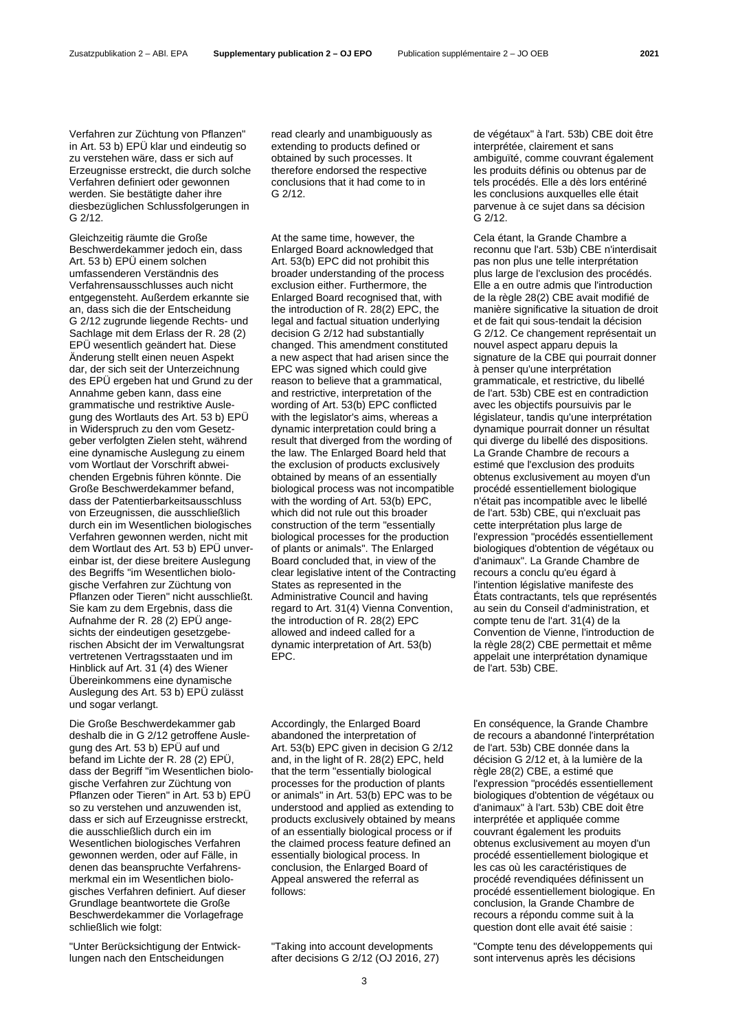Verfahren zur Züchtung von Pflanzen" in Art. 53 b) EPÜ klar und eindeutig so zu verstehen wäre, dass er sich auf Erzeugnisse erstreckt, die durch solche Verfahren definiert oder gewonnen werden. Sie bestätigte daher ihre diesbezüglichen Schlussfolgerungen in G 2/12.

Gleichzeitig räumte die Große Beschwerdekammer jedoch ein, dass Art. 53 b) EPÜ einem solchen umfassenderen Verständnis des Verfahrensausschlusses auch nicht entgegensteht. Außerdem erkannte sie an, dass sich die der Entscheidung G 2/12 zugrunde liegende Rechts- und Sachlage mit dem Erlass der R. 28 (2) EPÜ wesentlich geändert hat. Diese Änderung stellt einen neuen Aspekt dar, der sich seit der Unterzeichnung des EPÜ ergeben hat und Grund zu der Annahme geben kann, dass eine grammatische und restriktive Auslegung des Wortlauts des Art. 53 b) EPÜ in Widerspruch zu den vom Gesetzgeber verfolgten Zielen steht, während eine dynamische Auslegung zu einem vom Wortlaut der Vorschrift abweichenden Ergebnis führen könnte. Die Große Beschwerdekammer befand, dass der Patentierbarkeitsausschluss von Erzeugnissen, die ausschließlich durch ein im Wesentlichen biologisches Verfahren gewonnen werden, nicht mit dem Wortlaut des Art. 53 b) EPÜ unvereinbar ist, der diese breitere Auslegung des Begriffs "im Wesentlichen biologische Verfahren zur Züchtung von Pflanzen oder Tieren" nicht ausschließt. Sie kam zu dem Ergebnis, dass die Aufnahme der R. 28 (2) EPÜ angesichts der eindeutigen gesetzgeberischen Absicht der im Verwaltungsrat vertretenen Vertragsstaaten und im Hinblick auf Art. 31 (4) des Wiener Übereinkommens eine dynamische Auslegung des Art. 53 b) EPÜ zulässt und sogar verlangt.

Die Große Beschwerdekammer gab deshalb die in G 2/12 getroffene Auslegung des Art. 53 b) EPÜ auf und befand im Lichte der R. 28 (2) EPÜ, dass der Begriff "im Wesentlichen biologische Verfahren zur Züchtung von Pflanzen oder Tieren" in Art. 53 b) EPÜ so zu verstehen und anzuwenden ist, dass er sich auf Erzeugnisse erstreckt, die ausschließlich durch ein im Wesentlichen biologisches Verfahren gewonnen werden, oder auf Fälle, in denen das beanspruchte Verfahrensmerkmal ein im Wesentlichen biologisches Verfahren definiert. Auf dieser Grundlage beantwortete die Große Beschwerdekammer die Vorlagefrage schließlich wie folgt:

"Unter Berücksichtigung der Entwicklungen nach den Entscheidungen

read clearly and unambiguously as extending to products defined or obtained by such processes. It therefore endorsed the respective conclusions that it had come to in G 2/12.

At the same time, however, the Enlarged Board acknowledged that Art. 53(b) EPC did not prohibit this broader understanding of the process exclusion either. Furthermore, the Enlarged Board recognised that, with the introduction of R. 28(2) EPC, the legal and factual situation underlying decision G 2/12 had substantially changed. This amendment constituted a new aspect that had arisen since the EPC was signed which could give reason to believe that a grammatical, and restrictive, interpretation of the wording of Art. 53(b) EPC conflicted with the legislator's aims, whereas a dynamic interpretation could bring a result that diverged from the wording of the law. The Enlarged Board held that the exclusion of products exclusively obtained by means of an essentially biological process was not incompatible with the wording of Art. 53(b) EPC, which did not rule out this broader construction of the term "essentially biological processes for the production of plants or animals". The Enlarged Board concluded that, in view of the clear legislative intent of the Contracting States as represented in the Administrative Council and having regard to Art. 31(4) Vienna Convention, the introduction of R. 28(2) EPC allowed and indeed called for a dynamic interpretation of Art. 53(b) EPC.

Accordingly, the Enlarged Board abandoned the interpretation of Art. 53(b) EPC given in decision G 2/12 and, in the light of R. 28(2) EPC, held that the term "essentially biological processes for the production of plants or animals" in Art. 53(b) EPC was to be understood and applied as extending to products exclusively obtained by means of an essentially biological process or if the claimed process feature defined an essentially biological process. In conclusion, the Enlarged Board of Appeal answered the referral as follows:

"Taking into account developments after decisions G 2/12 (OJ 2016, 27)

de végétaux" à l'art. 53b) CBE doit être interprétée, clairement et sans ambiguïté, comme couvrant également les produits définis ou obtenus par de tels procédés. Elle a dès lors entériné les conclusions auxquelles elle était parvenue à ce sujet dans sa décision G 2/12.

Cela étant, la Grande Chambre a reconnu que l'art. 53b) CBE n'interdisait pas non plus une telle interprétation plus large de l'exclusion des procédés. Elle a en outre admis que l'introduction de la règle 28(2) CBE avait modifié de manière significative la situation de droit et de fait qui sous-tendait la décision G 2/12. Ce changement représentait un nouvel aspect apparu depuis la signature de la CBE qui pourrait donner à penser qu'une interprétation grammaticale, et restrictive, du libellé de l'art. 53b) CBE est en contradiction avec les objectifs poursuivis par le législateur, tandis qu'une interprétation dynamique pourrait donner un résultat qui diverge du libellé des dispositions. La Grande Chambre de recours a estimé que l'exclusion des produits obtenus exclusivement au moyen d'un procédé essentiellement biologique n'était pas incompatible avec le libellé de l'art. 53b) CBE, qui n'excluait pas cette interprétation plus large de l'expression "procédés essentiellement biologiques d'obtention de végétaux ou d'animaux". La Grande Chambre de recours a conclu qu'eu égard à l'intention législative manifeste des États contractants, tels que représentés au sein du Conseil d'administration, et compte tenu de l'art. 31(4) de la Convention de Vienne, l'introduction de la règle 28(2) CBE permettait et même appelait une interprétation dynamique de l'art. 53b) CBE.

En conséquence, la Grande Chambre de recours a abandonné l'interprétation de l'art. 53b) CBE donnée dans la décision G 2/12 et, à la lumière de la règle 28(2) CBE, a estimé que l'expression "procédés essentiellement biologiques d'obtention de végétaux ou d'animaux" à l'art. 53b) CBE doit être interprétée et appliquée comme couvrant également les produits obtenus exclusivement au moyen d'un procédé essentiellement biologique et les cas où les caractéristiques de procédé revendiquées définissent un procédé essentiellement biologique. En conclusion, la Grande Chambre de recours a répondu comme suit à la question dont elle avait été saisie :

"Compte tenu des développements qui sont intervenus après les décisions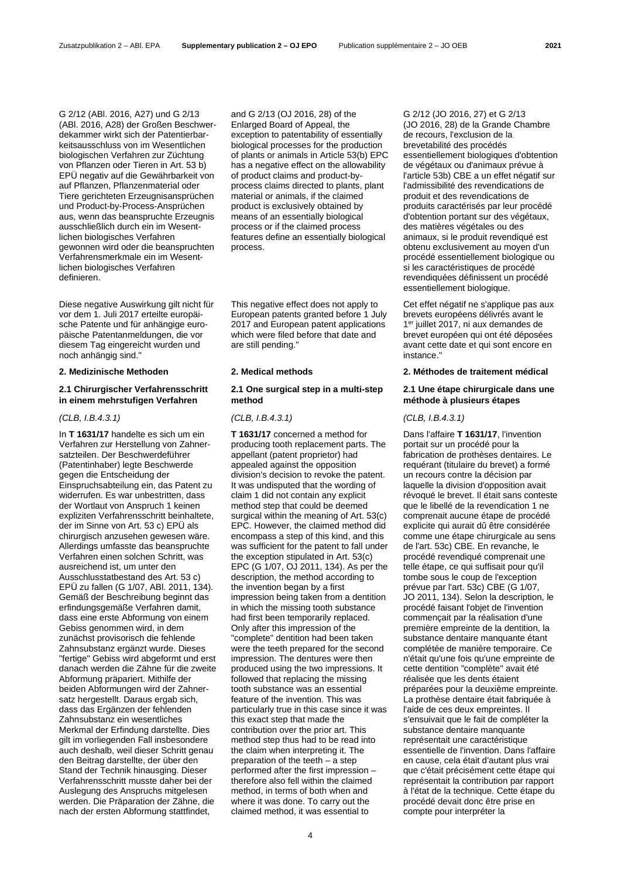G 2/12 (ABl. 2016, A27) und G 2/13 (ABl. 2016, A28) der Großen Beschwerdekammer wirkt sich der Patentierbarkeitsausschluss von im Wesentlichen biologischen Verfahren zur Züchtung von Pflanzen oder Tieren in Art. 53 b) EPÜ negativ auf die Gewährbarkeit von auf Pflanzen, Pflanzenmaterial oder Tiere gerichteten Erzeugnisansprüchen und Product-by-Process-Ansprüchen aus, wenn das beanspruchte Erzeugnis ausschließlich durch ein im Wesentlichen biologisches Verfahren gewonnen wird oder die beanspruchten Verfahrensmerkmale ein im Wesentlichen biologisches Verfahren definieren.

Diese negative Auswirkung gilt nicht für vor dem 1. Juli 2017 erteilte europäische Patente und für anhängige europäische Patentanmeldungen, die vor diesem Tag eingereicht wurden und noch anhängig sind."

## 2. Medizinische Methoden

### 2.1 Chirurgischer Verfahrensschritt in einem mehrstufigen Verfahren

*(CLB, I.B.4.3.1)*

In **T 1631/17** handelte es sich um ein Verfahren zur Herstellung von Zahnersatzteilen. Der Beschwerdeführer (Patentinhaber) legte Beschwerde gegen die Entscheidung der Einspruchsabteilung ein, das Patent zu widerrufen. Es war unbestritten, dass der Wortlaut von Anspruch 1 keinen expliziten Verfahrensschritt beinhaltete, der im Sinne von Art. 53 c) EPÜ als chirurgisch anzusehen gewesen wäre. Allerdings umfasste das beanspruchte Verfahren einen solchen Schritt, was ausreichend ist, um unter den Ausschlusstatbestand des Art. 53 c) EPÜ zu fallen (G 1/07, ABl. 2011, 134). Gemäß der Beschreibung beginnt das erfindungsgemäße Verfahren damit, dass eine erste Abformung von einem Gebiss genommen wird, in dem zunächst provisorisch die fehlende Zahnsubstanz ergänzt wurde. Dieses "fertige" Gebiss wird abgeformt und erst danach werden die Zähne für die zweite Abformung präpariert. Mithilfe der beiden Abformungen wird der Zahnersatz hergestellt. Daraus ergab sich, dass das Ergänzen der fehlenden Zahnsubstanz ein wesentliches Merkmal der Erfindung darstellte. Dies gilt im vorliegenden Fall insbesondere auch deshalb, weil dieser Schritt genau den Beitrag darstellte, der über den Stand der Technik hinausging. Dieser Verfahrensschritt musste daher bei der Auslegung des Anspruchs mitgelesen werden. Die Präparation der Zähne, die nach der ersten Abformung stattfindet,

and G 2/13 (OJ 2016, 28) of the Enlarged Board of Appeal, the exception to patentability of essentially biological processes for the production of plants or animals in Article 53(b) EPC has a negative effect on the allowability of product claims and product-by-process claims directed to plants, plant material or animals, if the claimed product is exclusively obtained by means of an essentially biological process or if the claimed process features define an essentially biological process.

This negative effect does not apply to European patents granted before 1 July 2017 and European patent applications which were filed before that date and are still pending."

## 2. Medical methods

### 2.1 One surgical step in a multi-step method

*(CLB, I.B.4.3.1)*

**T 1631/17** concerned a method for producing tooth replacement parts. The appellant (patent proprietor) had appealed against the opposition division's decision to revoke the patent. It was undisputed that the wording of claim 1 did not contain any explicit method step that could be deemed surgical within the meaning of Art. 53(c) EPC. However, the claimed method did encompass a step of this kind, and this was sufficient for the patent to fall under the exception stipulated in Art. 53(c) EPC (G 1/07, OJ 2011, 134). As per the description, the method according to the invention began by a first impression being taken from a dentition in which the missing tooth substance had first been temporarily replaced. Only after this impression of the "complete" dentition had been taken were the teeth prepared for the second impression. The dentures were then produced using the two impressions. It followed that replacing the missing tooth substance was an essential feature of the invention. This was particularly true in this case since it was this exact step that made the contribution over the prior art. This method step thus had to be read into the claim when interpreting it. The preparation of the teeth – a step performed after the first impression – therefore also fell within the claimed method, in terms of both when and where it was done. To carry out the claimed method, it was essential to

G 2/12 (JO 2016, 27) et G 2/13 (JO 2016, 28) de la Grande Chambre de recours, l'exclusion de la brevetabilité des procédés essentiellement biologiques d'obtention de végétaux ou d'animaux prévue à l'article 53b) CBE a un effet négatif sur l'admissibilité des revendications de produit et des revendications de produits caractérisés par leur procédé d'obtention portant sur des végétaux, des matières végétales ou des animaux, si le produit revendiqué est obtenu exclusivement au moyen d'un procédé essentiellement biologique ou si les caractéristiques de procédé revendiquées définissent un procédé essentiellement biologique.

Cet effet négatif ne s'applique pas aux brevets européens délivrés avant le 1er juillet 2017, ni aux demandes de brevet européen qui ont été déposées avant cette date et qui sont encore en instance."

## 2. Méthodes de traitement médical

### 2.1 Une étape chirurgicale dans une méthode à plusieurs étapes

*(CLB, I.B.4.3.1)*

Dans l'affaire **T 1631/17**, l'invention portait sur un procédé pour la fabrication de prothèses dentaires. Le requérant (titulaire du brevet) a formé un recours contre la décision par laquelle la division d'opposition avait révoqué le brevet. Il était sans conteste que le libellé de la revendication 1 ne comprenait aucune étape de procédé explicite qui aurait dû être considérée comme une étape chirurgicale au sens de l'art. 53c) CBE. En revanche, le procédé revendiqué comprenait une telle étape, ce qui suffisait pour qu'il tombe sous le coup de l'exception prévue par l'art. 53c) CBE (G 1/07, JO 2011, 134). Selon la description, le procédé faisant l'objet de l'invention commençait par la réalisation d'une première empreinte de la dentition, la substance dentaire manquante étant complétée de manière temporaire. Ce n'était qu'une fois qu'une empreinte de cette dentition "complète" avait été réalisée que les dents étaient préparées pour la deuxième empreinte. La prothèse dentaire était fabriquée à l'aide de ces deux empreintes. Il s'ensuivait que le fait de compléter la substance dentaire manquante représentait une caractéristique essentielle de l'invention. Dans l'affaire en cause, cela était d'autant plus vrai que c'était précisément cette étape qui représentait la contribution par rapport à l'état de la technique. Cette étape du procédé devait donc être prise en compte pour interpréter la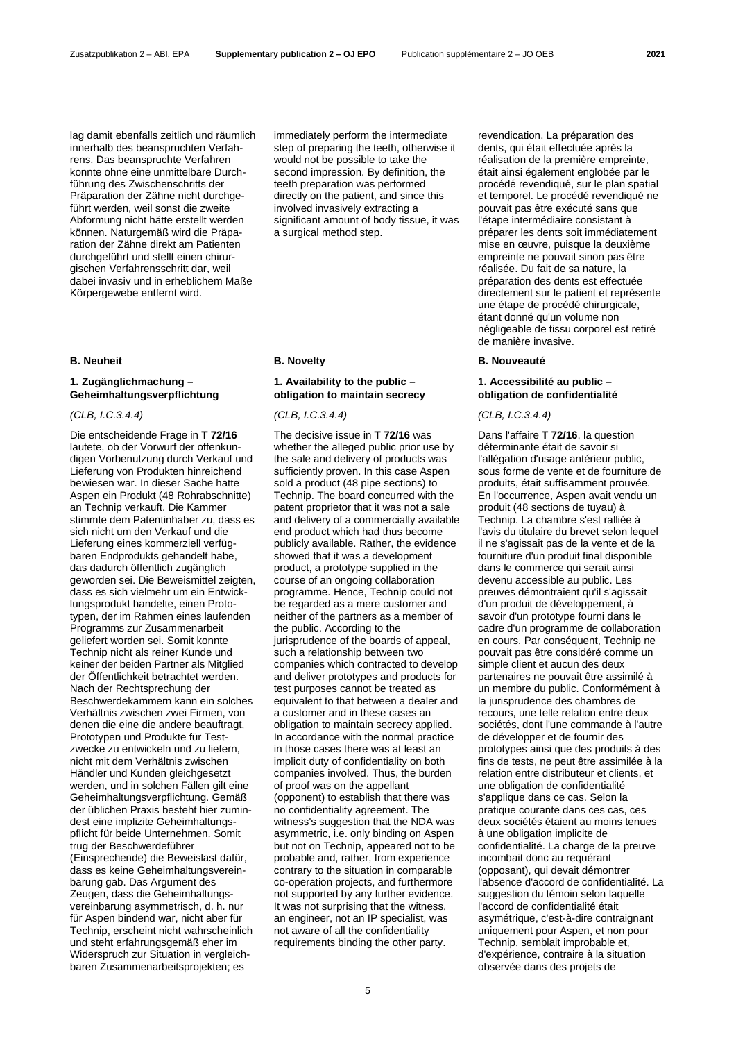lag damit ebenfalls zeitlich und räumlich innerhalb des beanspruchten Verfahrens. Das beanspruchte Verfahren konnte ohne eine unmittelbare Durchführung des Zwischenschritts der Präparation der Zähne nicht durchgeführt werden, weil sonst die zweite Abformung nicht hätte erstellt werden können. Naturgemäß wird die Präparation der Zähne direkt am Patienten durchgeführt und stellt einen chirurgischen Verfahrensschritt dar, weil dabei invasiv und in erheblichem Maße Körpergewebe entfernt wird.

## B. Neuheit

### 1. Zugänglichmachung – Geheimhaltungsverpflichtung

*(CLB, I.C.3.4.4)*

Die entscheidende Frage in **T 72/16** lautete, ob der Vorwurf der offenkundigen Vorbenutzung durch Verkauf und Lieferung von Produkten hinreichend bewiesen war. In dieser Sache hatte Aspen ein Produkt (48 Rohrabschnitte) an Technip verkauft. Die Kammer stimmte dem Patentinhaber zu, dass es sich nicht um den Verkauf und die Lieferung eines kommerziell verfügbaren Endprodukts gehandelt habe, das dadurch öffentlich zugänglich geworden sei. Die Beweismittel zeigten, dass es sich vielmehr um ein Entwicklungsprodukt handelte, einen Prototypen, der im Rahmen eines laufenden Programms zur Zusammenarbeit geliefert worden sei. Somit konnte Technip nicht als reiner Kunde und keiner der beiden Partner als Mitglied der Öffentlichkeit betrachtet werden. Nach der Rechtsprechung der Beschwerdekammern kann ein solches Verhältnis zwischen zwei Firmen, von denen die eine die andere beauftragt, Prototypen und Produkte für Testzwecke zu entwickeln und zu liefern, nicht mit dem Verhältnis zwischen Händler und Kunden gleichgesetzt werden, und in solchen Fällen gilt eine Geheimhaltungsverpflichtung. Gemäß der üblichen Praxis besteht hier zumindest eine implizite Geheimhaltungspflicht für beide Unternehmen. Somit trug der Beschwerdeführer (Einsprechende) die Beweislast dafür, dass es keine Geheimhaltungsvereinbarung gab. Das Argument des Zeugen, dass die Geheimhaltungsvereinbarung asymmetrisch, d. h. nur für Aspen bindend war, nicht aber für Technip, erscheint nicht wahrscheinlich und steht erfahrungsgemäß eher im Widerspruch zur Situation in vergleichbaren Zusammenarbeitsprojekten; es

immediately perform the intermediate step of preparing the teeth, otherwise it would not be possible to take the second impression. By definition, the teeth preparation was performed directly on the patient, and since this involved invasively extracting a significant amount of body tissue, it was a surgical method step.

## B. Novelty

### 1. Availability to the public – obligation to maintain secrecy

*(CLB, I.C.3.4.4)*

The decisive issue in **T 72/16** was whether the alleged public prior use by the sale and delivery of products was sufficiently proven. In this case Aspen sold a product (48 pipe sections) to Technip. The board concurred with the patent proprietor that it was not a sale and delivery of a commercially available end product which had thus become publicly available. Rather, the evidence showed that it was a development product, a prototype supplied in the course of an ongoing collaboration programme. Hence, Technip could not be regarded as a mere customer and neither of the partners as a member of the public. According to the jurisprudence of the boards of appeal, such a relationship between two companies which contracted to develop and deliver prototypes and products for test purposes cannot be treated as equivalent to that between a dealer and a customer and in these cases an obligation to maintain secrecy applied. In accordance with the normal practice in those cases there was at least an implicit duty of confidentiality on both companies involved. Thus, the burden of proof was on the appellant (opponent) to establish that there was no confidentiality agreement. The witness's suggestion that the NDA was asymmetric, i.e. only binding on Aspen but not on Technip, appeared not to be probable and, rather, from experience contrary to the situation in comparable co-operation projects, and furthermore not supported by any further evidence. It was not surprising that the witness, an engineer, not an IP specialist, was not aware of all the confidentiality requirements binding the other party.

revendication. La préparation des dents, qui était effectuée après la réalisation de la première empreinte, était ainsi également englobée par le procédé revendiqué, sur le plan spatial et temporel. Le procédé revendiqué ne pouvait pas être exécuté sans que l'étape intermédiaire consistant à préparer les dents soit immédiatement mise en œuvre, puisque la deuxième empreinte ne pouvait sinon pas être réalisée. Du fait de sa nature, la préparation des dents est effectuée directement sur le patient et représente une étape de procédé chirurgicale, étant donné qu'un volume non négligeable de tissu corporel est retiré de manière invasive.

## B. Nouveauté

### 1. Accessibilité au public – obligation de confidentialité

*(CLB, I.C.3.4.4)*

Dans l'affaire **T 72/16**, la question déterminante était de savoir si l'allégation d'usage antérieur public, sous forme de vente et de fourniture de produits, était suffisamment prouvée. En l'occurrence, Aspen avait vendu un produit (48 sections de tuyau) à Technip. La chambre s'est ralliée à l'avis du titulaire du brevet selon lequel il ne s'agissait pas de la vente et de la fourniture d'un produit final disponible dans le commerce qui serait ainsi devenu accessible au public. Les preuves démontraient qu'il s'agissait d'un produit de développement, à savoir d'un prototype fourni dans le cadre d'un programme de collaboration en cours. Par conséquent, Technip ne pouvait pas être considéré comme un simple client et aucun des deux partenaires ne pouvait être assimilé à un membre du public. Conformément à la jurisprudence des chambres de recours, une telle relation entre deux sociétés, dont l'une commande à l'autre de développer et de fournir des prototypes ainsi que des produits à des fins de tests, ne peut être assimilée à la relation entre distributeur et clients, et une obligation de confidentialité s'applique dans ce cas. Selon la pratique courante dans ces cas, ces deux sociétés étaient au moins tenues à une obligation implicite de confidentialité. La charge de la preuve incombait donc au requérant (opposant), qui devait démontrer l'absence d'accord de confidentialité. La suggestion du témoin selon laquelle l'accord de confidentialité était asymétrique, c'est-à-dire contraignant uniquement pour Aspen, et non pour Technip, semblait improbable et, d'expérience, contraire à la situation observée dans des projets de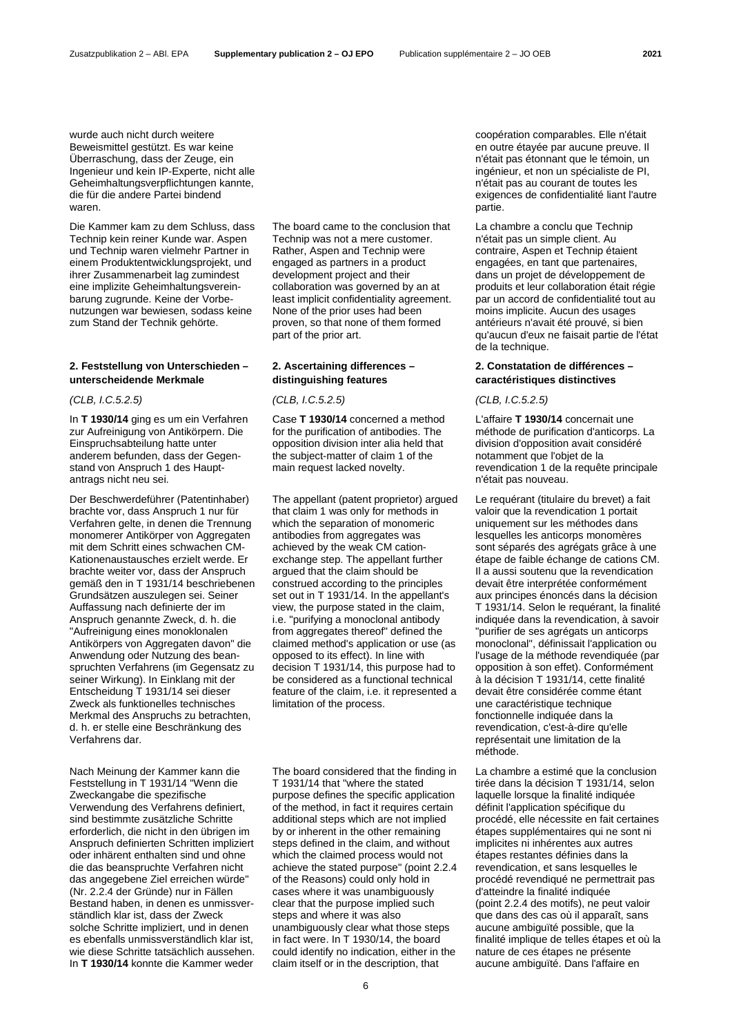wurde auch nicht durch weitere Beweismittel gestützt. Es war keine Überraschung, dass der Zeuge, ein Ingenieur und kein IP-Experte, nicht alle Geheimhaltungsverpflichtungen kannte, die für die andere Partei bindend waren.

Die Kammer kam zu dem Schluss, dass Technip kein reiner Kunde war. Aspen und Technip waren vielmehr Partner in einem Produktentwicklungsprojekt, und ihrer Zusammenarbeit lag zumindest eine implizite Geheimhaltungsvereinbarung zugrunde. Keine der Vorbenutzungen war bewiesen, sodass keine zum Stand der Technik gehörte.

### 2. Feststellung von Unterschieden – unterscheidende Merkmale

*(CLB, I.C.5.2.5)*

In **T 1930/14** ging es um ein Verfahren zur Aufreinigung von Antikörpern. Die Einspruchsabteilung hatte unter anderem befunden, dass der Gegenstand von Anspruch 1 des Hauptantrags nicht neu sei.

Der Beschwerdeführer (Patentinhaber) brachte vor, dass Anspruch 1 nur für Verfahren gelte, in denen die Trennung monomerer Antikörper von Aggregaten mit dem Schritt eines schwachen CM-Kationenaustausches erzielt werde. Er brachte weiter vor, dass der Anspruch gemäß den in T 1931/14 beschriebenen Grundsätzen auszulegen sei. Seiner Auffassung nach definierte der im Anspruch genannte Zweck, d. h. die "Aufreinigung eines monoklonalen Antikörpers von Aggregaten davon" die Anwendung oder Nutzung des beanspruchten Verfahrens (im Gegensatz zu seiner Wirkung). In Einklang mit der Entscheidung T 1931/14 sei dieser Zweck als funktionelles technisches Merkmal des Anspruchs zu betrachten, d. h. er stelle eine Beschränkung des Verfahrens dar.

Nach Meinung der Kammer kann die Feststellung in T 1931/14 "Wenn die Zweckangabe die spezifische Verwendung des Verfahrens definiert, sind bestimmte zusätzliche Schritte erforderlich, die nicht in den übrigen im Anspruch definierten Schritten impliziert oder inhärent enthalten sind und ohne die das beanspruchte Verfahren nicht das angegebene Ziel erreichen würde" (Nr. 2.2.4 der Gründe) nur in Fällen Bestand haben, in denen es unmissverständlich klar ist, dass der Zweck solche Schritte impliziert, und in denen es ebenfalls unmissverständlich klar ist, wie diese Schritte tatsächlich aussehen. In **T 1930/14** konnte die Kammer weder

The board came to the conclusion that Technip was not a mere customer. Rather, Aspen and Technip were engaged as partners in a product development project and their collaboration was governed by an at least implicit confidentiality agreement. None of the prior uses had been proven, so that none of them formed part of the prior art.

### 2. Ascertaining differences – distinguishing features

*(CLB, I.C.5.2.5)*

Case **T 1930/14** concerned a method for the purification of antibodies. The opposition division inter alia held that the subject-matter of claim 1 of the main request lacked novelty.

The appellant (patent proprietor) argued that claim 1 was only for methods in which the separation of monomeric antibodies from aggregates was achieved by the weak CM cation-exchange step. The appellant further argued that the claim should be construed according to the principles set out in T 1931/14. In the appellant's view, the purpose stated in the claim, i.e. "purifying a monoclonal antibody from aggregates thereof" defined the claimed method's application or use (as opposed to its effect). In line with decision T 1931/14, this purpose had to be considered as a functional technical feature of the claim, i.e. it represented a limitation of the process.

The board considered that the finding in T 1931/14 that "where the stated purpose defines the specific application of the method, in fact it requires certain additional steps which are not implied by or inherent in the other remaining steps defined in the claim, and without which the claimed process would not achieve the stated purpose" (point 2.2.4 of the Reasons) could only hold in cases where it was unambiguously clear that the purpose implied such steps and where it was also unambiguously clear what those steps in fact were. In T 1930/14, the board could identify no indication, either in the claim itself or in the description, that

coopération comparables. Elle n'était en outre étayée par aucune preuve. Il n'était pas étonnant que le témoin, un ingénieur, et non un spécialiste de PI, n'était pas au courant de toutes les exigences de confidentialité liant l'autre partie.

La chambre a conclu que Technip n'était pas un simple client. Au contraire, Aspen et Technip étaient engagées, en tant que partenaires, dans un projet de développement de produits et leur collaboration était régie par un accord de confidentialité tout au moins implicite. Aucun des usages antérieurs n'avait été prouvé, si bien qu'aucun d'eux ne faisait partie de l'état de la technique.

### 2. Constatation de différences – caractéristiques distinctives

*(CLB, I.C.5.2.5)*

L'affaire **T 1930/14** concernait une méthode de purification d'anticorps. La division d'opposition avait considéré notamment que l'objet de la revendication 1 de la requête principale n'était pas nouveau.

Le requérant (titulaire du brevet) a fait valoir que la revendication 1 portait uniquement sur les méthodes dans lesquelles les anticorps monomères sont séparés des agrégats grâce à une étape de faible échange de cations CM. Il a aussi soutenu que la revendication devait être interprétée conformément aux principes énoncés dans la décision T 1931/14. Selon le requérant, la finalité indiquée dans la revendication, à savoir "purifier de ses agrégats un anticorps monoclonal", définissait l'application ou l'usage de la méthode revendiquée (par opposition à son effet). Conformément à la décision T 1931/14, cette finalité devait être considérée comme étant une caractéristique technique fonctionnelle indiquée dans la revendication, c'est-à-dire qu'elle représentait une limitation de la méthode.

La chambre a estimé que la conclusion tirée dans la décision T 1931/14, selon laquelle lorsque la finalité indiquée définit l'application spécifique du procédé, elle nécessite en fait certaines étapes supplémentaires qui ne sont ni implicites ni inhérentes aux autres étapes restantes définies dans la revendication, et sans lesquelles le procédé revendiqué ne permettrait pas d'atteindre la finalité indiquée (point 2.2.4 des motifs), ne peut valoir que dans des cas où il apparaît, sans aucune ambiguïté possible, que la finalité implique de telles étapes et où la nature de ces étapes ne présente aucune ambiguïté. Dans l'affaire en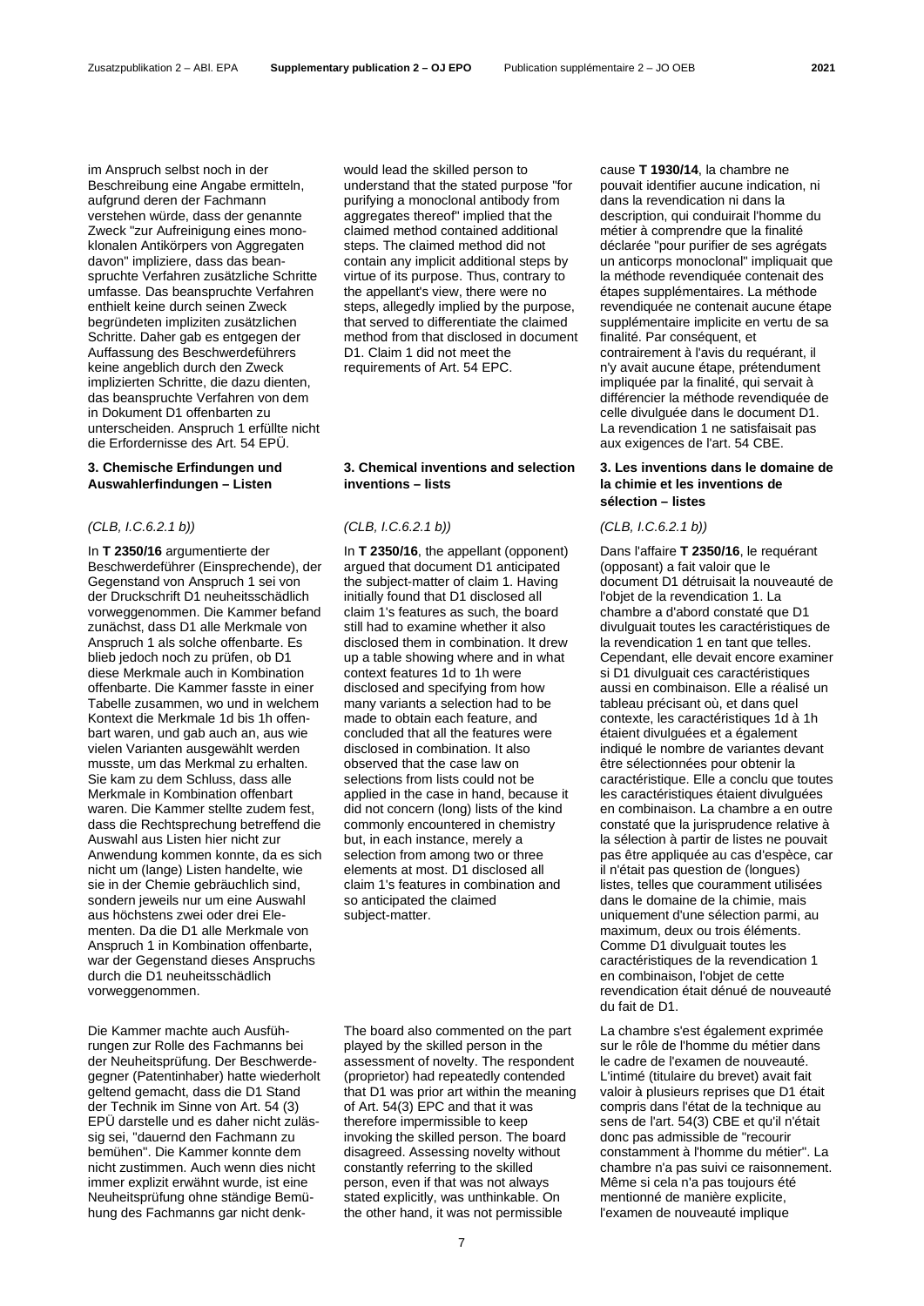im Anspruch selbst noch in der Beschreibung eine Angabe ermitteln, aufgrund deren der Fachmann verstehen würde, dass der genannte Zweck "zur Aufreinigung eines monoklonalen Antikörpers von Aggregaten davon" impliziere, dass das beanspruchte Verfahren zusätzliche Schritte umfasse. Das beanspruchte Verfahren enthielt keine durch seinen Zweck begründeten impliziten zusätzlichen Schritte. Daher gab es entgegen der Auffassung des Beschwerdeführers keine angeblich durch den Zweck implizierten Schritte, die dazu dienten, das beanspruchte Verfahren von dem in Dokument D1 offenbarten zu unterscheiden. Anspruch 1 erfüllte nicht die Erfordernisse des Art. 54 EPÜ.

### 3. Chemische Erfindungen und Auswahlerfindungen – Listen

*(CLB, I.C.6.2.1 b))*

In **T 2350/16** argumentierte der Beschwerdeführer (Einsprechende), der Gegenstand von Anspruch 1 sei von der Druckschrift D1 neuheitsschädlich vorweggenommen. Die Kammer befand zunächst, dass D1 alle Merkmale von Anspruch 1 als solche offenbarte. Es blieb jedoch noch zu prüfen, ob D1 diese Merkmale auch in Kombination offenbarte. Die Kammer fasste in einer Tabelle zusammen, wo und in welchem Kontext die Merkmale 1d bis 1h offenbart waren, und gab auch an, aus wie vielen Varianten ausgewählt werden musste, um das Merkmal zu erhalten. Sie kam zu dem Schluss, dass alle Merkmale in Kombination offenbart waren. Die Kammer stellte zudem fest, dass die Rechtsprechung betreffend die Auswahl aus Listen hier nicht zur Anwendung kommen konnte, da es sich nicht um (lange) Listen handelte, wie sie in der Chemie gebräuchlich sind, sondern jeweils nur um eine Auswahl aus höchstens zwei oder drei Elementen. Da die D1 alle Merkmale von Anspruch 1 in Kombination offenbarte, war der Gegenstand dieses Anspruchs durch die D1 neuheitsschädlich vorweggenommen.

Die Kammer machte auch Ausführungen zur Rolle des Fachmanns bei der Neuheitsprüfung. Der Beschwerdegegner (Patentinhaber) hatte wiederholt geltend gemacht, dass die D1 Stand der Technik im Sinne von Art. 54 (3) EPÜ darstelle und es daher nicht zulässig sei, "dauernd den Fachmann zu bemühen". Die Kammer konnte dem nicht zustimmen. Auch wenn dies nicht immer explizit erwähnt wurde, ist eine Neuheitsprüfung ohne ständige Bemühung des Fachmanns gar nicht denk-

would lead the skilled person to understand that the stated purpose "for purifying a monoclonal antibody from aggregates thereof" implied that the claimed method contained additional steps. The claimed method did not contain any implicit additional steps by virtue of its purpose. Thus, contrary to the appellant's view, there were no steps, allegedly implied by the purpose, that served to differentiate the claimed method from that disclosed in document D1. Claim 1 did not meet the requirements of Art. 54 EPC.

### 3. Chemical inventions and selection inventions – lists

*(CLB, I.C.6.2.1 b))*

In **T 2350/16**, the appellant (opponent) argued that document D1 anticipated the subject-matter of claim 1. Having initially found that D1 disclosed all claim 1's features as such, the board still had to examine whether it also disclosed them in combination. It drew up a table showing where and in what context features 1d to 1h were disclosed and specifying from how many variants a selection had to be made to obtain each feature, and concluded that all the features were disclosed in combination. It also observed that the case law on selections from lists could not be applied in the case in hand, because it did not concern (long) lists of the kind commonly encountered in chemistry but, in each instance, merely a selection from among two or three elements at most. D1 disclosed all claim 1's features in combination and so anticipated the claimed subject-matter.

The board also commented on the part played by the skilled person in the assessment of novelty. The respondent (proprietor) had repeatedly contended that D1 was prior art within the meaning of Art. 54(3) EPC and that it was therefore impermissible to keep invoking the skilled person. The board disagreed. Assessing novelty without constantly referring to the skilled person, even if that was not always stated explicitly, was unthinkable. On the other hand, it was not permissible

cause **T 1930/14**, la chambre ne pouvait identifier aucune indication, ni dans la revendication ni dans la description, qui conduirait l'homme du métier à comprendre que la finalité déclarée "pour purifier de ses agrégats un anticorps monoclonal" impliquait que la méthode revendiquée contenait des étapes supplémentaires. La méthode revendiquée ne contenait aucune étape supplémentaire implicite en vertu de sa finalité. Par conséquent, et contrairement à l'avis du requérant, il n'y avait aucune étape, prétendument impliquée par la finalité, qui servait à différencier la méthode revendiquée de celle divulguée dans le document D1. La revendication 1 ne satisfaisait pas aux exigences de l'art. 54 CBE.

### 3. Les inventions dans le domaine de la chimie et les inventions de sélection – listes

*(CLB, I.C.6.2.1 b))*

Dans l'affaire **T 2350/16**, le requérant (opposant) a fait valoir que le document D1 détruisait la nouveauté de l'objet de la revendication 1. La chambre a d'abord constaté que D1 divulguait toutes les caractéristiques de la revendication 1 en tant que telles. Cependant, elle devait encore examiner si D1 divulguait ces caractéristiques aussi en combinaison. Elle a réalisé un tableau précisant où, et dans quel contexte, les caractéristiques 1d à 1h étaient divulguées et a également indiqué le nombre de variantes devant être sélectionnées pour obtenir la caractéristique. Elle a conclu que toutes les caractéristiques étaient divulguées en combinaison. La chambre a en outre constaté que la jurisprudence relative à la sélection à partir de listes ne pouvait pas être appliquée au cas d'espèce, car il n'était pas question de (longues) listes, telles que couramment utilisées dans le domaine de la chimie, mais uniquement d'une sélection parmi, au maximum, deux ou trois éléments. Comme D1 divulguait toutes les caractéristiques de la revendication 1 en combinaison, l'objet de cette revendication était dénué de nouveauté du fait de D1.

La chambre s'est également exprimée sur le rôle de l'homme du métier dans le cadre de l'examen de nouveauté. L'intimé (titulaire du brevet) avait fait valoir à plusieurs reprises que D1 était compris dans l'état de la technique au sens de l'art. 54(3) CBE et qu'il n'était donc pas admissible de "recourir constamment à l'homme du métier". La chambre n'a pas suivi ce raisonnement. Même si cela n'a pas toujours été mentionné de manière explicite, l'examen de nouveauté implique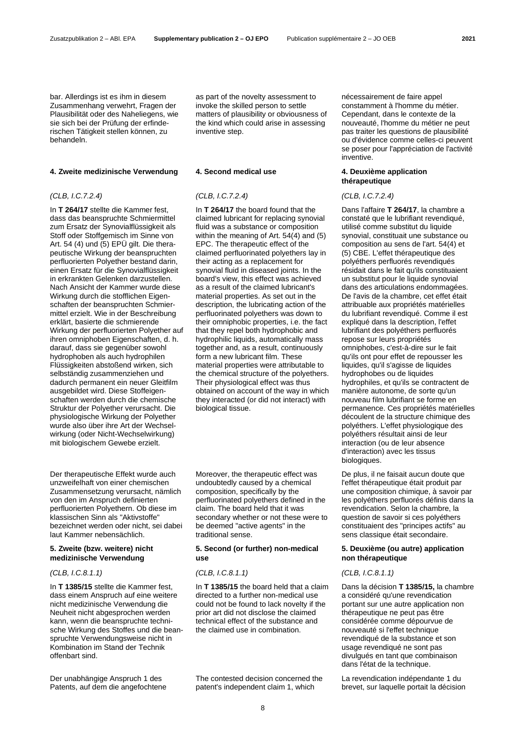bar. Allerdings ist es ihm in diesem Zusammenhang verwehrt, Fragen der Plausibilität oder des Naheliegens, wie sie sich bei der Prüfung der erfinderischen Tätigkeit stellen können, zu behandeln.

#### 4. Zweite medizinische Verwendung

*(CLB, I.C.7.2.4)*

In **T 264/17** stellte die Kammer fest, dass das beanspruchte Schmiermittel zum Ersatz der Synovialflüssigkeit als Stoff oder Stoffgemisch im Sinne von Art. 54 (4) und (5) EPÜ gilt. Die therapeutische Wirkung der beanspruchten perfluorierten Polyether bestand darin, einen Ersatz für die Synovialflüssigkeit in erkrankten Gelenken darzustellen. Nach Ansicht der Kammer wurde diese Wirkung durch die stofflichen Eigenschaften der beanspruchten Schmiermittel erzielt. Wie in der Beschreibung erklärt, basierte die schmierende Wirkung der perfluorierten Polyether auf ihren omniphoben Eigenschaften, d. h. darauf, dass sie gegenüber sowohl hydrophoben als auch hydrophilen Flüssigkeiten abstoßend wirken, sich selbständig zusammenziehen und dadurch permanent ein neuer Gleitfilm ausgebildet wird. Diese Stoffeigenschaften werden durch die chemische Struktur der Polyether verursacht. Die physiologische Wirkung der Polyether wurde also über ihre Art der Wechselwirkung (oder Nicht-Wechselwirkung) mit biologischem Gewebe erzielt.

Der therapeutische Effekt wurde auch unzweifelhaft von einer chemischen Zusammensetzung verursacht, nämlich von den im Anspruch definierten perfluorierten Polyethern. Ob diese im klassischen Sinn als "Aktivstoffe" bezeichnet werden oder nicht, sei dabei laut Kammer nebensächlich.

#### 5. Zweite (bzw. weitere) nicht medizinische Verwendung

*(CLB, I.C.8.1.1)*

In **T 1385/15** stellte die Kammer fest, dass einem Anspruch auf eine weitere nicht medizinische Verwendung die Neuheit nicht abgesprochen werden kann, wenn die beanspruchte technische Wirkung des Stoffes und die beanspruchte Verwendungsweise nicht in Kombination im Stand der Technik offenbart sind.

Der unabhängige Anspruch 1 des Patents, auf dem die angefochtene

as part of the novelty assessment to invoke the skilled person to settle matters of plausibility or obviousness of the kind which could arise in assessing inventive step.

#### 4. Second medical use

*(CLB, I.C.7.2.4)*

In **T 264/17** the board found that the claimed lubricant for replacing synovial fluid was a substance or composition within the meaning of Art. 54(4) and (5) EPC. The therapeutic effect of the claimed perfluorinated polyethers lay in their acting as a replacement for synovial fluid in diseased joints. In the board's view, this effect was achieved as a result of the claimed lubricant's material properties. As set out in the description, the lubricating action of the perfluorinated polyethers was down to their omniphobic properties, i.e. the fact that they repel both hydrophobic and hydrophilic liquids, automatically mass together and, as a result, continuously form a new lubricant film. These material properties were attributable to the chemical structure of the polyethers. Their physiological effect was thus obtained on account of the way in which they interacted (or did not interact) with biological tissue.

Moreover, the therapeutic effect was undoubtedly caused by a chemical composition, specifically by the perfluorinated polyethers defined in the claim. The board held that it was secondary whether or not these were to be deemed "active agents" in the traditional sense.

#### 5. Second (or further) non-medical use

*(CLB, I.C.8.1.1)*

In **T 1385/15** the board held that a claim directed to a further non-medical use could not be found to lack novelty if the prior art did not disclose the claimed technical effect of the substance and the claimed use in combination.

The contested decision concerned the patent's independent claim 1, which

nécessairement de faire appel constamment à l'homme du métier. Cependant, dans le contexte de la nouveauté, l'homme du métier ne peut pas traiter les questions de plausibilité ou d'évidence comme celles-ci peuvent se poser pour l'appréciation de l'activité inventive.

#### 4. Deuxième application thérapeutique

*(CLB, I.C.7.2.4)*

Dans l'affaire **T 264/17**, la chambre a constaté que le lubrifiant revendiqué, utilisé comme substitut du liquide synovial, constituait une substance ou composition au sens de l'art. 54(4) et (5) CBE. L'effet thérapeutique des polyéthers perfluorés revendiqués résidait dans le fait qu'ils constituaient un substitut pour le liquide synovial dans des articulations endommagées. De l'avis de la chambre, cet effet était attribuable aux propriétés matérielles du lubrifiant revendiqué. Comme il est expliqué dans la description, l'effet lubrifiant des polyéthers perfluorés repose sur leurs propriétés omniphobes, c'est-à-dire sur le fait qu'ils ont pour effet de repousser les liquides, qu'il s'agisse de liquides hydrophobes ou de liquides hydrophiles, et qu'ils se contractent de manière autonome, de sorte qu'un nouveau film lubrifiant se forme en permanence. Ces propriétés matérielles découlent de la structure chimique des polyéthers. L'effet physiologique des polyéthers résultait ainsi de leur interaction (ou de leur absence d'interaction) avec les tissus biologiques.

De plus, il ne faisait aucun doute que l'effet thérapeutique était produit par une composition chimique, à savoir par les polyéthers perfluorés définis dans la revendication. Selon la chambre, la question de savoir si ces polyéthers constituaient des "principes actifs" au sens classique était secondaire.

#### 5. Deuxième (ou autre) application non thérapeutique

*(CLB, I.C.8.1.1)*

Dans la décision **T 1385/15,** la chambre a considéré qu'une revendication portant sur une autre application non thérapeutique ne peut pas être considérée comme dépourvue de nouveauté si l'effet technique revendiqué de la substance et son usage revendiqué ne sont pas divulgués en tant que combinaison dans l'état de la technique.

La revendication indépendante 1 du brevet, sur laquelle portait la décision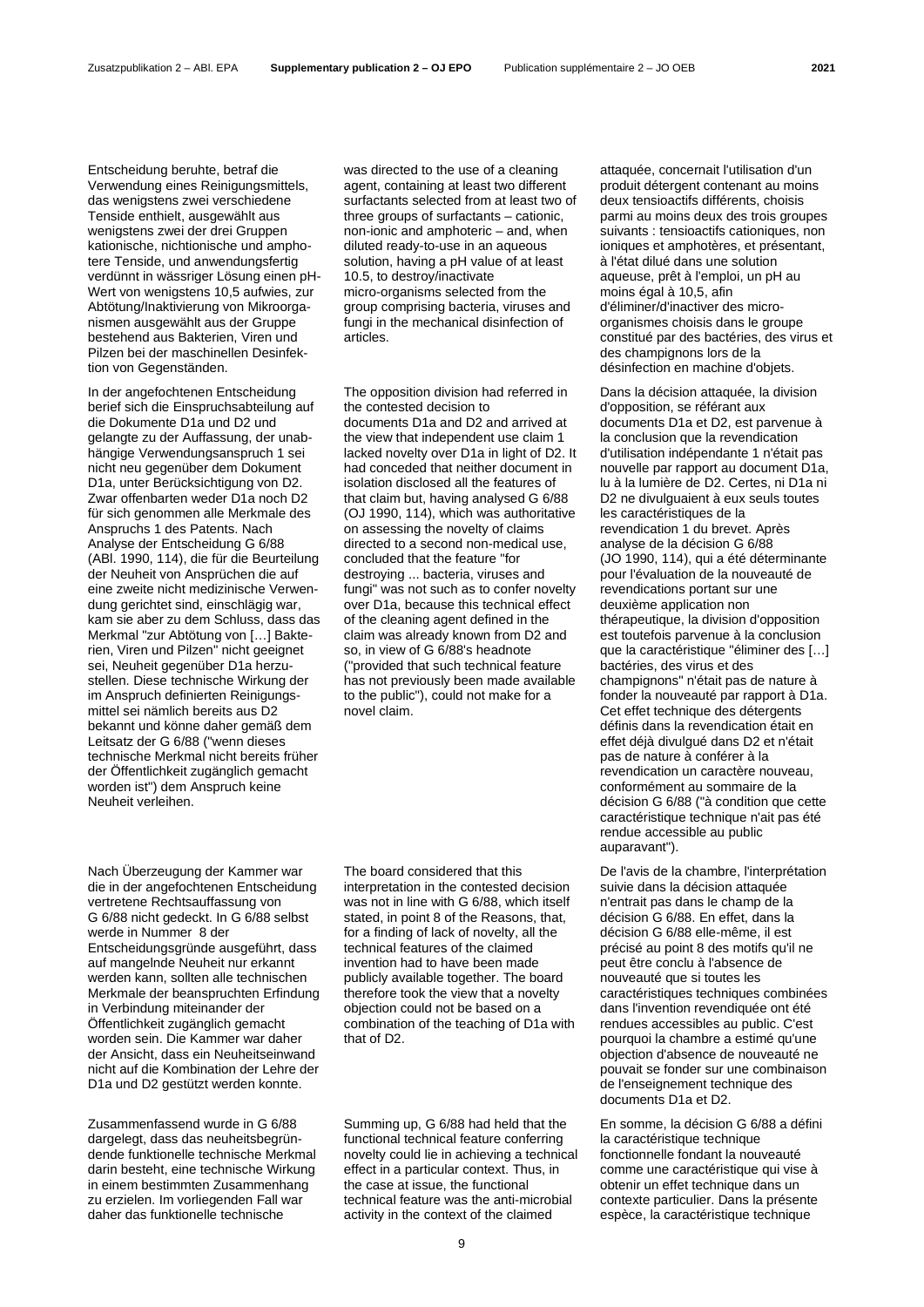Entscheidung beruhte, betraf die Verwendung eines Reinigungsmittels, das wenigstens zwei verschiedene Tenside enthielt, ausgewählt aus wenigstens zwei der drei Gruppen kationische, nichtionische und amphotere Tenside, und anwendungsfertig verdünnt in wässriger Lösung einen pH-Wert von wenigstens 10,5 aufwies, zur Abtötung/Inaktivierung von Mikroorganismen ausgewählt aus der Gruppe bestehend aus Bakterien, Viren und Pilzen bei der maschinellen Desinfektion von Gegenständen.

In der angefochtenen Entscheidung berief sich die Einspruchsabteilung auf die Dokumente D1a und D2 und gelangte zu der Auffassung, der unabhängige Verwendungsanspruch 1 sei nicht neu gegenüber dem Dokument D1a, unter Berücksichtigung von D2. Zwar offenbarten weder D1a noch D2 für sich genommen alle Merkmale des Anspruchs 1 des Patents. Nach Analyse der Entscheidung G 6/88 (ABl. 1990, 114), die für die Beurteilung der Neuheit von Ansprüchen die auf eine zweite nicht medizinische Verwendung gerichtet sind, einschlägig war, kam sie aber zu dem Schluss, dass das Merkmal "zur Abtötung von […] Bakterien, Viren und Pilzen" nicht geeignet sei, Neuheit gegenüber D1a herzustellen. Diese technische Wirkung der im Anspruch definierten Reinigungsmittel sei nämlich bereits aus D2 bekannt und könne daher gemäß dem Leitsatz der G 6/88 ("wenn dieses technische Merkmal nicht bereits früher der Öffentlichkeit zugänglich gemacht worden ist") dem Anspruch keine Neuheit verleihen.

Nach Überzeugung der Kammer war die in der angefochtenen Entscheidung vertretene Rechtsauffassung von G 6/88 nicht gedeckt. In G 6/88 selbst werde in Nummer 8 der Entscheidungsgründe ausgeführt, dass auf mangelnde Neuheit nur erkannt werden kann, sollten alle technischen Merkmale der beanspruchten Erfindung in Verbindung miteinander der Öffentlichkeit zugänglich gemacht worden sein. Die Kammer war daher der Ansicht, dass ein Neuheitseinwand nicht auf die Kombination der Lehre der D1a und D2 gestützt werden konnte.

Zusammenfassend wurde in G 6/88 dargelegt, dass das neuheitsbegründende funktionelle technische Merkmal darin besteht, eine technische Wirkung in einem bestimmten Zusammenhang zu erzielen. Im vorliegenden Fall war daher das funktionelle technische

was directed to the use of a cleaning agent, containing at least two different surfactants selected from at least two of three groups of surfactants – cationic, non-ionic and amphoteric – and, when diluted ready-to-use in an aqueous solution, having a pH value of at least 10.5, to destroy/inactivate micro-organisms selected from the group comprising bacteria, viruses and fungi in the mechanical disinfection of articles.

The opposition division had referred in the contested decision to documents D1a and D2 and arrived at the view that independent use claim 1 lacked novelty over D1a in light of D2. It had conceded that neither document in isolation disclosed all the features of that claim but, having analysed G 6/88 (OJ 1990, 114), which was authoritative on assessing the novelty of claims directed to a second non-medical use, concluded that the feature "for destroying ... bacteria, viruses and fungi" was not such as to confer novelty over D1a, because this technical effect of the cleaning agent defined in the claim was already known from D2 and so, in view of G 6/88's headnote ("provided that such technical feature has not previously been made available to the public"), could not make for a novel claim.

The board considered that this interpretation in the contested decision was not in line with G 6/88, which itself stated, in point 8 of the Reasons, that, for a finding of lack of novelty, all the technical features of the claimed invention had to have been made publicly available together. The board therefore took the view that a novelty objection could not be based on a combination of the teaching of D1a with that of D2.

Summing up, G 6/88 had held that the functional technical feature conferring novelty could lie in achieving a technical effect in a particular context. Thus, in the case at issue, the functional technical feature was the anti-microbial activity in the context of the claimed

attaquée, concernait l'utilisation d'un produit détergent contenant au moins deux tensioactifs différents, choisis parmi au moins deux des trois groupes suivants : tensioactifs cationiques, non ioniques et amphotères, et présentant, à l'état dilué dans une solution aqueuse, prêt à l'emploi, un pH au moins égal à 10,5, afin d'éliminer/d'inactiver des micro-organismes choisis dans le groupe constitué par des bactéries, des virus et des champignons lors de la désinfection en machine d'objets.

Dans la décision attaquée, la division d'opposition, se référant aux documents D1a et D2, est parvenue à la conclusion que la revendication d'utilisation indépendante 1 n'était pas nouvelle par rapport au document D1a, lu à la lumière de D2. Certes, ni D1a ni D2 ne divulguaient à eux seuls toutes les caractéristiques de la revendication 1 du brevet. Après analyse de la décision G 6/88 (JO 1990, 114), qui a été déterminante pour l'évaluation de la nouveauté de revendications portant sur une deuxième application non thérapeutique, la division d'opposition est toutefois parvenue à la conclusion que la caractéristique "éliminer des […] bactéries, des virus et des champignons" n'était pas de nature à fonder la nouveauté par rapport à D1a. Cet effet technique des détergents définis dans la revendication était en effet déjà divulgué dans D2 et n'était pas de nature à conférer à la revendication un caractère nouveau, conformément au sommaire de la décision G 6/88 ("à condition que cette caractéristique technique n'ait pas été rendue accessible au public auparavant").

De l'avis de la chambre, l'interprétation suivie dans la décision attaquée n'entrait pas dans le champ de la décision G 6/88. En effet, dans la décision G 6/88 elle-même, il est précisé au point 8 des motifs qu'il ne peut être conclu à l'absence de nouveauté que si toutes les caractéristiques techniques combinées dans l'invention revendiquée ont été rendues accessibles au public. C'est pourquoi la chambre a estimé qu'une objection d'absence de nouveauté ne pouvait se fonder sur une combinaison de l'enseignement technique des documents D1a et D2.

En somme, la décision G 6/88 a défini la caractéristique technique fonctionnelle fondant la nouveauté comme une caractéristique qui vise à obtenir un effet technique dans un contexte particulier. Dans la présente espèce, la caractéristique technique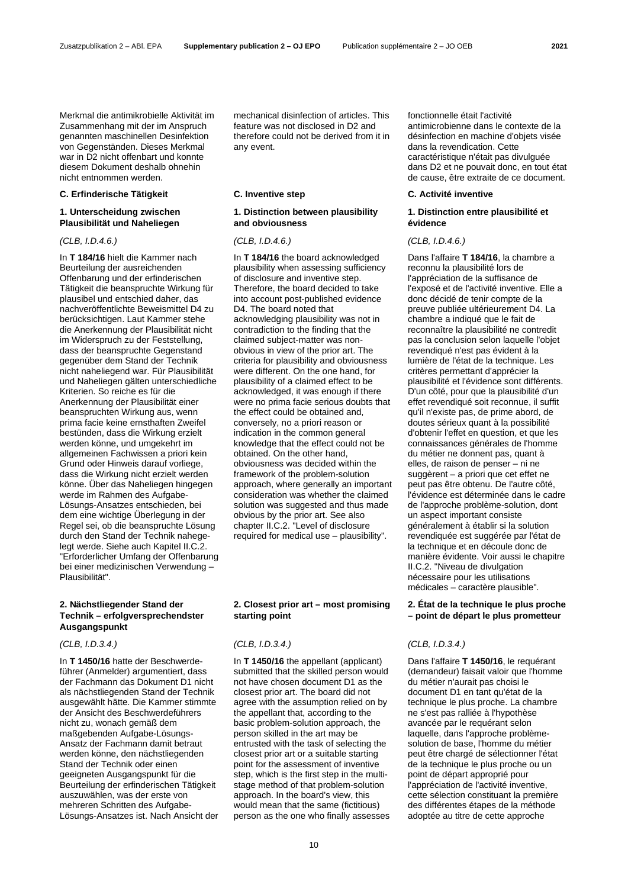Merkmal die antimikrobielle Aktivität im Zusammenhang mit der im Anspruch genannten maschinellen Desinfektion von Gegenständen. Dieses Merkmal war in D2 nicht offenbart und konnte diesem Dokument deshalb ohnehin nicht entnommen werden.

### C. Erfinderische Tätigkeit

#### 1. Unterscheidung zwischen Plausibilität und Naheliegen

*(CLB, I.D.4.6.)*

In **T 184/16** hielt die Kammer nach Beurteilung der ausreichenden Offenbarung und der erfinderischen Tätigkeit die beanspruchte Wirkung für plausibel und entschied daher, das nachveröffentlichte Beweismittel D4 zu berücksichtigen. Laut Kammer stehe die Anerkennung der Plausibilität nicht im Widerspruch zu der Feststellung, dass der beanspruchte Gegenstand gegenüber dem Stand der Technik nicht naheliegend war. Für Plausibilität und Naheliegen gälten unterschiedliche Kriterien. So reiche es für die Anerkennung der Plausibilität einer beanspruchten Wirkung aus, wenn prima facie keine ernsthaften Zweifel bestünden, dass die Wirkung erzielt werden könne, und umgekehrt im allgemeinen Fachwissen a priori kein Grund oder Hinweis darauf vorliege, dass die Wirkung nicht erzielt werden könne. Über das Naheliegen hingegen werde im Rahmen des Aufgabe-Lösungs-Ansatzes entschieden, bei dem eine wichtige Überlegung in der Regel sei, ob die beanspruchte Lösung durch den Stand der Technik nahegelegt werde. Siehe auch Kapitel II.C.2. "Erforderlicher Umfang der Offenbarung bei einer medizinischen Verwendung – Plausibilität".

#### 2. Nächstliegender Stand der Technik – erfolgversprechendster Ausgangspunkt

*(CLB, I.D.3.4.)*

In **T 1450/16** hatte der Beschwerdeführer (Anmelder) argumentiert, dass der Fachmann das Dokument D1 nicht als nächstliegenden Stand der Technik ausgewählt hätte. Die Kammer stimmte der Ansicht des Beschwerdeführers nicht zu, wonach gemäß dem maßgebenden Aufgabe-Lösungs-Ansatz der Fachmann damit betraut werden könne, den nächstliegenden Stand der Technik oder einen geeigneten Ausgangspunkt für die Beurteilung der erfinderischen Tätigkeit auszuwählen, was der erste von mehreren Schritten des Aufgabe-Lösungs-Ansatzes ist. Nach Ansicht der

mechanical disinfection of articles. This feature was not disclosed in D2 and therefore could not be derived from it in any event.

### C. Inventive step

#### 1. Distinction between plausibility and obviousness

*(CLB, I.D.4.6.)*

In **T 184/16** the board acknowledged plausibility when assessing sufficiency of disclosure and inventive step. Therefore, the board decided to take into account post-published evidence D4. The board noted that acknowledging plausibility was not in contradiction to the finding that the claimed subject-matter was non-obvious in view of the prior art. The criteria for plausibility and obviousness were different. On the one hand, for plausibility of a claimed effect to be acknowledged, it was enough if there were no prima facie serious doubts that the effect could be obtained and, conversely, no a priori reason or indication in the common general knowledge that the effect could not be obtained. On the other hand, obviousness was decided within the framework of the problem-solution approach, where generally an important consideration was whether the claimed solution was suggested and thus made obvious by the prior art. See also chapter II.C.2. "Level of disclosure required for medical use – plausibility".

#### 2. Closest prior art – most promising starting point

*(CLB, I.D.3.4.)*

In **T 1450/16** the appellant (applicant) submitted that the skilled person would not have chosen document D1 as the closest prior art. The board did not agree with the assumption relied on by the appellant that, according to the basic problem-solution approach, the person skilled in the art may be entrusted with the task of selecting the closest prior art or a suitable starting point for the assessment of inventive step, which is the first step in the multi-stage method of that problem-solution approach. In the board's view, this would mean that the same (fictitious) person as the one who finally assesses

fonctionnelle était l'activité antimicrobienne dans le contexte de la désinfection en machine d'objets visée dans la revendication. Cette caractéristique n'était pas divulguée dans D2 et ne pouvait donc, en tout état de cause, être extraite de ce document.

### C. Activité inventive

#### 1. Distinction entre plausibilité et évidence

*(CLB, I.D.4.6.)*

Dans l'affaire **T 184/16**, la chambre a reconnu la plausibilité lors de l'appréciation de la suffisance de l'exposé et de l'activité inventive. Elle a donc décidé de tenir compte de la preuve publiée ultérieurement D4. La chambre a indiqué que le fait de reconnaître la plausibilité ne contredit pas la conclusion selon laquelle l'objet revendiqué n'est pas évident à la lumière de l'état de la technique. Les critères permettant d'apprécier la plausibilité et l'évidence sont différents. D'un côté, pour que la plausibilité d'un effet revendiqué soit reconnue, il suffit qu'il n'existe pas, de prime abord, de doutes sérieux quant à la possibilité d'obtenir l'effet en question, et que les connaissances générales de l'homme du métier ne donnent pas, quant à elles, de raison de penser – ni ne suggèrent – a priori que cet effet ne peut pas être obtenu. De l'autre côté, l'évidence est déterminée dans le cadre de l'approche problème-solution, dont un aspect important consiste généralement à établir si la solution revendiquée est suggérée par l'état de la technique et en découle donc de manière évidente. Voir aussi le chapitre II.C.2. "Niveau de divulgation nécessaire pour les utilisations médicales – caractère plausible".

#### 2. État de la technique le plus proche – point de départ le plus prometteur

*(CLB, I.D.3.4.)*

Dans l'affaire **T 1450/16**, le requérant (demandeur) faisait valoir que l'homme du métier n'aurait pas choisi le document D1 en tant qu'état de la technique le plus proche. La chambre ne s'est pas ralliée à l'hypothèse avancée par le requérant selon laquelle, dans l'approche problème-solution de base, l'homme du métier peut être chargé de sélectionner l'état de la technique le plus proche ou un point de départ approprié pour l'appréciation de l'activité inventive, cette sélection constituant la première des différentes étapes de la méthode adoptée au titre de cette approche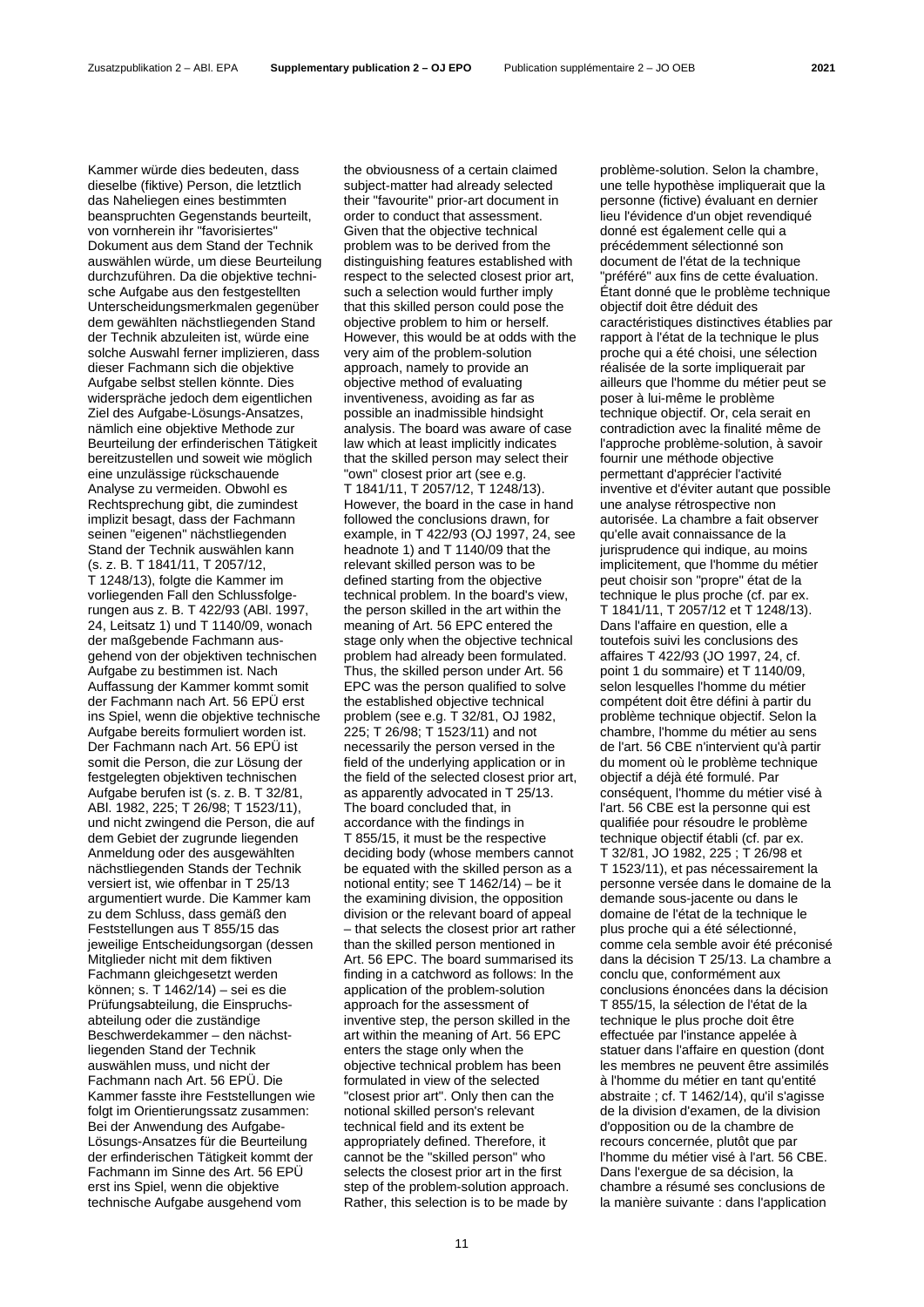Kammer würde dies bedeuten, dass dieselbe (fiktive) Person, die letztlich das Naheliegen eines bestimmten beanspruchten Gegenstands beurteilt, von vornherein ihr "favorisiertes" Dokument aus dem Stand der Technik auswählen würde, um diese Beurteilung durchzuführen. Da die objektive technische Aufgabe aus den festgestellten Unterscheidungsmerkmalen gegenüber dem gewählten nächstliegenden Stand der Technik abzuleiten ist, würde eine solche Auswahl ferner implizieren, dass dieser Fachmann sich die objektive Aufgabe selbst stellen könnte. Dies widerspräche jedoch dem eigentlichen Ziel des Aufgabe-Lösungs-Ansatzes, nämlich eine objektive Methode zur Beurteilung der erfinderischen Tätigkeit bereitzustellen und soweit wie möglich eine unzulässige rückschauende Analyse zu vermeiden. Obwohl es Rechtsprechung gibt, die zumindest implizit besagt, dass der Fachmann seinen "eigenen" nächstliegenden Stand der Technik auswählen kann (s. z. B. T 1841/11, T 2057/12, T 1248/13), folgte die Kammer im vorliegenden Fall den Schlussfolgerungen aus z. B. T 422/93 (ABl. 1997, 24, Leitsatz 1) und T 1140/09, wonach der maßgebende Fachmann ausgehend von der objektiven technischen Aufgabe zu bestimmen ist. Nach Auffassung der Kammer kommt somit der Fachmann nach Art. 56 EPÜ erst ins Spiel, wenn die objektive technische Aufgabe bereits formuliert worden ist. Der Fachmann nach Art. 56 EPÜ ist somit die Person, die zur Lösung der festgelegten objektiven technischen Aufgabe berufen ist (s. z. B. T 32/81, ABl. 1982, 225; T 26/98; T 1523/11), und nicht zwingend die Person, die auf dem Gebiet der zugrunde liegenden Anmeldung oder des ausgewählten nächstliegenden Stands der Technik versiert ist, wie offenbar in T 25/13 argumentiert wurde. Die Kammer kam zu dem Schluss, dass gemäß den Feststellungen aus T 855/15 das jeweilige Entscheidungsorgan (dessen Mitglieder nicht mit dem fiktiven Fachmann gleichgesetzt werden können; s. T 1462/14) – sei es die Prüfungsabteilung, die Einspruchsabteilung oder die zuständige Beschwerdekammer – den nächstliegenden Stand der Technik auswählen muss, und nicht der Fachmann nach Art. 56 EPÜ. Die Kammer fasste ihre Feststellungen wie folgt im Orientierungssatz zusammen: Bei der Anwendung des Aufgabe-Lösungs-Ansatzes für die Beurteilung der erfinderischen Tätigkeit kommt der Fachmann im Sinne des Art. 56 EPÜ erst ins Spiel, wenn die objektive technische Aufgabe ausgehend vom

the obviousness of a certain claimed subject-matter had already selected their "favourite" prior-art document in order to conduct that assessment. Given that the objective technical problem was to be derived from the distinguishing features established with respect to the selected closest prior art, such a selection would further imply that this skilled person could pose the objective problem to him or herself. However, this would be at odds with the very aim of the problem-solution approach, namely to provide an objective method of evaluating inventiveness, avoiding as far as possible an inadmissible hindsight analysis. The board was aware of case law which at least implicitly indicates that the skilled person may select their "own" closest prior art (see e.g. T 1841/11, T 2057/12, T 1248/13). However, the board in the case in hand followed the conclusions drawn, for example, in T 422/93 (OJ 1997, 24, see headnote 1) and T 1140/09 that the relevant skilled person was to be defined starting from the objective technical problem. In the board's view, the person skilled in the art within the meaning of Art. 56 EPC entered the stage only when the objective technical problem had already been formulated. Thus, the skilled person under Art. 56 EPC was the person qualified to solve the established objective technical problem (see e.g. T 32/81, OJ 1982, 225; T 26/98; T 1523/11) and not necessarily the person versed in the field of the underlying application or in the field of the selected closest prior art, as apparently advocated in T 25/13. The board concluded that, in accordance with the findings in T 855/15, it must be the respective deciding body (whose members cannot be equated with the skilled person as a notional entity; see T 1462/14) – be it the examining division, the opposition division or the relevant board of appeal – that selects the closest prior art rather than the skilled person mentioned in Art. 56 EPC. The board summarised its finding in a catchword as follows: In the application of the problem-solution approach for the assessment of inventive step, the person skilled in the art within the meaning of Art. 56 EPC enters the stage only when the objective technical problem has been formulated in view of the selected "closest prior art". Only then can the notional skilled person's relevant technical field and its extent be appropriately defined. Therefore, it cannot be the "skilled person" who selects the closest prior art in the first step of the problem-solution approach. Rather, this selection is to be made by

problème-solution. Selon la chambre, une telle hypothèse impliquerait que la personne (fictive) évaluant en dernier lieu l'évidence d'un objet revendiqué donné est également celle qui a précédemment sélectionné son document de l'état de la technique "préféré" aux fins de cette évaluation. Étant donné que le problème technique objectif doit être déduit des caractéristiques distinctives établies par rapport à l'état de la technique le plus proche qui a été choisi, une sélection réalisée de la sorte impliquerait par ailleurs que l'homme du métier peut se poser à lui-même le problème technique objectif. Or, cela serait en contradiction avec la finalité même de l'approche problème-solution, à savoir fournir une méthode objective permettant d'apprécier l'activité inventive et d'éviter autant que possible une analyse rétrospective non autorisée. La chambre a fait observer qu'elle avait connaissance de la jurisprudence qui indique, au moins implicitement, que l'homme du métier peut choisir son "propre" état de la technique le plus proche (cf. par ex. T 1841/11, T 2057/12 et T 1248/13). Dans l'affaire en question, elle a toutefois suivi les conclusions des affaires T 422/93 (JO 1997, 24, cf. point 1 du sommaire) et T 1140/09, selon lesquelles l'homme du métier compétent doit être défini à partir du problème technique objectif. Selon la chambre, l'homme du métier au sens de l'art. 56 CBE n'intervient qu'à partir du moment où le problème technique objectif a déjà été formulé. Par conséquent, l'homme du métier visé à l'art. 56 CBE est la personne qui est qualifiée pour résoudre le problème technique objectif établi (cf. par ex. T 32/81, JO 1982, 225 ; T 26/98 et T 1523/11), et pas nécessairement la personne versée dans le domaine de la demande sous-jacente ou dans le domaine de l'état de la technique le plus proche qui a été sélectionné, comme cela semble avoir été préconisé dans la décision T 25/13. La chambre a conclu que, conformément aux conclusions énoncées dans la décision T 855/15, la sélection de l'état de la technique le plus proche doit être effectuée par l'instance appelée à statuer dans l'affaire en question (dont les membres ne peuvent être assimilés à l'homme du métier en tant qu'entité abstraite ; cf. T 1462/14), qu'il s'agisse de la division d'examen, de la division d'opposition ou de la chambre de recours concernée, plutôt que par l'homme du métier visé à l'art. 56 CBE. Dans l'exergue de sa décision, la chambre a résumé ses conclusions de la manière suivante : dans l'application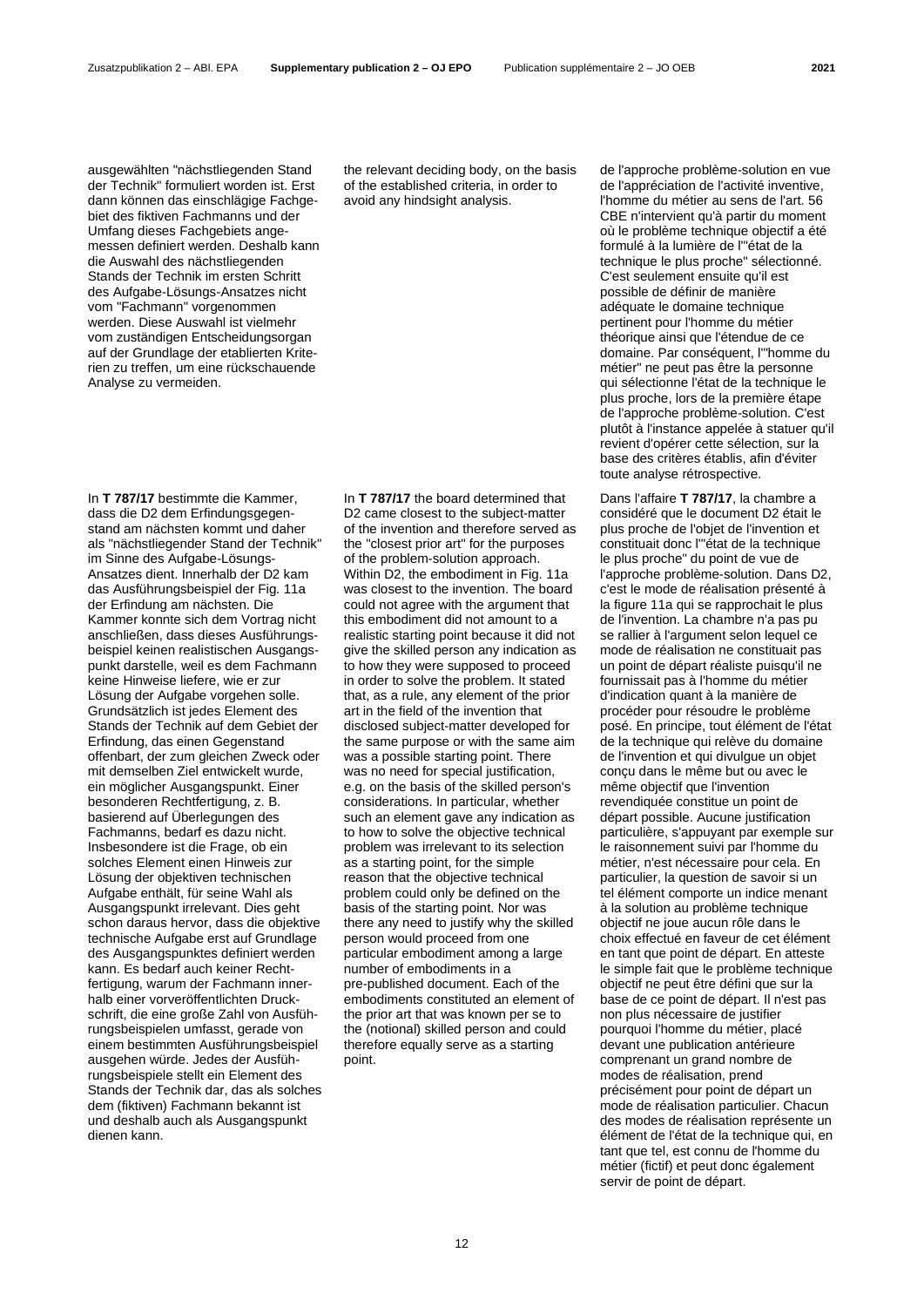ausgewählten "nächstliegenden Stand der Technik" formuliert worden ist. Erst dann können das einschlägige Fachgebiet des fiktiven Fachmanns und der Umfang dieses Fachgebiets angemessen definiert werden. Deshalb kann die Auswahl des nächstliegenden Stands der Technik im ersten Schritt des Aufgabe-Lösungs-Ansatzes nicht vom "Fachmann" vorgenommen werden. Diese Auswahl ist vielmehr vom zuständigen Entscheidungsorgan auf der Grundlage der etablierten Kriterien zu treffen, um eine rückschauende Analyse zu vermeiden.

In **T 787/17** bestimmte die Kammer, dass die D2 dem Erfindungsgegenstand am nächsten kommt und daher als "nächstliegender Stand der Technik" im Sinne des Aufgabe-Lösungs-Ansatzes dient. Innerhalb der D2 kam das Ausführungsbeispiel der Fig. 11a der Erfindung am nächsten. Die Kammer konnte sich dem Vortrag nicht anschließen, dass dieses Ausführungsbeispiel keinen realistischen Ausgangspunkt darstelle, weil es dem Fachmann keine Hinweise liefere, wie er zur Lösung der Aufgabe vorgehen solle. Grundsätzlich ist jedes Element des Stands der Technik auf dem Gebiet der Erfindung, das einen Gegenstand offenbart, der zum gleichen Zweck oder mit demselben Ziel entwickelt wurde, ein möglicher Ausgangspunkt. Einer besonderen Rechtfertigung, z. B. basierend auf Überlegungen des Fachmanns, bedarf es dazu nicht. Insbesondere ist die Frage, ob ein solches Element einen Hinweis zur Lösung der objektiven technischen Aufgabe enthält, für seine Wahl als Ausgangspunkt irrelevant. Dies geht schon daraus hervor, dass die objektive technische Aufgabe erst auf Grundlage des Ausgangspunktes definiert werden kann. Es bedarf auch keiner Rechtfertigung, warum der Fachmann innerhalb einer vorveröffentlichten Druckschrift, die eine große Zahl von Ausführungsbeispielen umfasst, gerade von einem bestimmten Ausführungsbeispiel ausgehen würde. Jedes der Ausführungsbeispiele stellt ein Element des Stands der Technik dar, das als solches dem (fiktiven) Fachmann bekannt ist und deshalb auch als Ausgangspunkt dienen kann.

the relevant deciding body, on the basis of the established criteria, in order to avoid any hindsight analysis.

In **T 787/17** the board determined that D2 came closest to the subject-matter of the invention and therefore served as the "closest prior art" for the purposes of the problem-solution approach. Within D2, the embodiment in Fig. 11a was closest to the invention. The board could not agree with the argument that this embodiment did not amount to a realistic starting point because it did not give the skilled person any indication as to how they were supposed to proceed in order to solve the problem. It stated that, as a rule, any element of the prior art in the field of the invention that disclosed subject-matter developed for the same purpose or with the same aim was a possible starting point. There was no need for special justification, e.g. on the basis of the skilled person's considerations. In particular, whether such an element gave any indication as to how to solve the objective technical problem was irrelevant to its selection as a starting point, for the simple reason that the objective technical problem could only be defined on the basis of the starting point. Nor was there any need to justify why the skilled person would proceed from one particular embodiment among a large number of embodiments in a pre-published document. Each of the embodiments constituted an element of the prior art that was known per se to the (notional) skilled person and could therefore equally serve as a starting point.

de l'approche problème-solution en vue de l'appréciation de l'activité inventive, l'homme du métier au sens de l'art. 56 CBE n'intervient qu'à partir du moment où le problème technique objectif a été formulé à la lumière de l'"état de la technique le plus proche" sélectionné. C'est seulement ensuite qu'il est possible de définir de manière adéquate le domaine technique pertinent pour l'homme du métier théorique ainsi que l'étendue de ce domaine. Par conséquent, l'"homme du métier" ne peut pas être la personne qui sélectionne l'état de la technique le plus proche, lors de la première étape de l'approche problème-solution. C'est plutôt à l'instance appelée à statuer qu'il revient d'opérer cette sélection, sur la base des critères établis, afin d'éviter toute analyse rétrospective.

Dans l'affaire **T 787/17**, la chambre a considéré que le document D2 était le plus proche de l'objet de l'invention et constituait donc l'"état de la technique le plus proche" du point de vue de l'approche problème-solution. Dans D2, c'est le mode de réalisation présenté à la figure 11a qui se rapprochait le plus de l'invention. La chambre n'a pas pu se rallier à l'argument selon lequel ce mode de réalisation ne constituait pas un point de départ réaliste puisqu'il ne fournissait pas à l'homme du métier d'indication quant à la manière de procéder pour résoudre le problème posé. En principe, tout élément de l'état de la technique qui relève du domaine de l'invention et qui divulgue un objet conçu dans le même but ou avec le même objectif que l'invention revendiquée constitue un point de départ possible. Aucune justification particulière, s'appuyant par exemple sur le raisonnement suivi par l'homme du métier, n'est nécessaire pour cela. En particulier, la question de savoir si un tel élément comporte un indice menant à la solution au problème technique objectif ne joue aucun rôle dans le choix effectué en faveur de cet élément en tant que point de départ. En atteste le simple fait que le problème technique objectif ne peut être défini que sur la base de ce point de départ. Il n'est pas non plus nécessaire de justifier pourquoi l'homme du métier, placé devant une publication antérieure comprenant un grand nombre de modes de réalisation, prend précisément pour point de départ un mode de réalisation particulier. Chacun des modes de réalisation représente un élément de l'état de la technique qui, en tant que tel, est connu de l'homme du métier (fictif) et peut donc également servir de point de départ.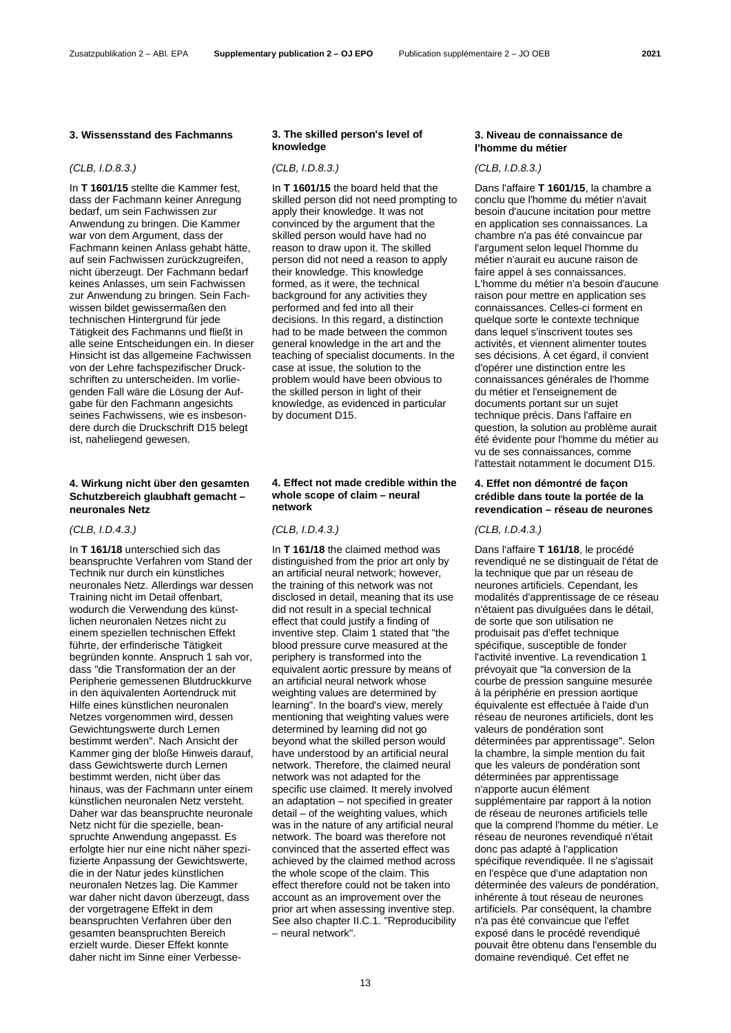### 3. Wissensstand des Fachmanns

*(CLB, I.D.8.3.)*

In **T 1601/15** stellte die Kammer fest, dass der Fachmann keiner Anregung bedarf, um sein Fachwissen zur Anwendung zu bringen. Die Kammer war von dem Argument, dass der Fachmann keinen Anlass gehabt hätte, auf sein Fachwissen zurückzugreifen, nicht überzeugt. Der Fachmann bedarf keines Anlasses, um sein Fachwissen zur Anwendung zu bringen. Sein Fachwissen bildet gewissermaßen den technischen Hintergrund für jede Tätigkeit des Fachmanns und fließt in alle seine Entscheidungen ein. In dieser Hinsicht ist das allgemeine Fachwissen von der Lehre fachspezifischer Druckschriften zu unterscheiden. Im vorliegenden Fall wäre die Lösung der Aufgabe für den Fachmann angesichts seines Fachwissens, wie es insbesondere durch die Druckschrift D15 belegt ist, naheliegend gewesen.

### 4. Wirkung nicht über den gesamten Schutzbereich glaubhaft gemacht – neuronales Netz

*(CLB, I.D.4.3.)*

In **T 161/18** unterschied sich das beanspruchte Verfahren vom Stand der Technik nur durch ein künstliches neuronales Netz. Allerdings war dessen Training nicht im Detail offenbart, wodurch die Verwendung des künstlichen neuronalen Netzes nicht zu einem speziellen technischen Effekt führte, der erfinderische Tätigkeit begründen konnte. Anspruch 1 sah vor, dass "die Transformation der an der Peripherie gemessenen Blutdruckkurve in den äquivalenten Aortendruck mit Hilfe eines künstlichen neuronalen Netzes vorgenommen wird, dessen Gewichtungswerte durch Lernen bestimmt werden". Nach Ansicht der Kammer ging der bloße Hinweis darauf, dass Gewichtswerte durch Lernen bestimmt werden, nicht über das hinaus, was der Fachmann unter einem künstlichen neuronalen Netz versteht. Daher war das beanspruchte neuronale Netz nicht für die spezielle, beanspruchte Anwendung angepasst. Es erfolgte hier nur eine nicht näher spezifizierte Anpassung der Gewichtswerte, die in der Natur jedes künstlichen neuronalen Netzes lag. Die Kammer war daher nicht davon überzeugt, dass der vorgetragene Effekt in dem beanspruchten Verfahren über den gesamten beanspruchten Bereich erzielt wurde. Dieser Effekt konnte daher nicht im Sinne einer Verbesse-

### 3. The skilled person's level of knowledge

*(CLB, I.D.8.3.)*

In **T 1601/15** the board held that the skilled person did not need prompting to apply their knowledge. It was not convinced by the argument that the skilled person would have had no reason to draw upon it. The skilled person did not need a reason to apply their knowledge. This knowledge formed, as it were, the technical background for any activities they performed and fed into all their decisions. In this regard, a distinction had to be made between the common general knowledge in the art and the teaching of specialist documents. In the case at issue, the solution to the problem would have been obvious to the skilled person in light of their knowledge, as evidenced in particular by document D15.

### 4. Effect not made credible within the whole scope of claim – neural network

*(CLB, I.D.4.3.)*

In **T 161/18** the claimed method was distinguished from the prior art only by an artificial neural network; however, the training of this network was not disclosed in detail, meaning that its use did not result in a special technical effect that could justify a finding of inventive step. Claim 1 stated that "the blood pressure curve measured at the periphery is transformed into the equivalent aortic pressure by means of an artificial neural network whose weighting values are determined by learning". In the board's view, merely mentioning that weighting values were determined by learning did not go beyond what the skilled person would have understood by an artificial neural network. Therefore, the claimed neural network was not adapted for the specific use claimed. It merely involved an adaptation – not specified in greater detail – of the weighting values, which was in the nature of any artificial neural network. The board was therefore not convinced that the asserted effect was achieved by the claimed method across the whole scope of the claim. This effect therefore could not be taken into account as an improvement over the prior art when assessing inventive step. See also chapter II.C.1. "Reproducibility – neural network".

### 3. Niveau de connaissance de l'homme du métier

*(CLB, I.D.8.3.)*

Dans l'affaire **T 1601/15**, la chambre a conclu que l'homme du métier n'avait besoin d'aucune incitation pour mettre en application ses connaissances. La chambre n'a pas été convaincue par l'argument selon lequel l'homme du métier n'aurait eu aucune raison de faire appel à ses connaissances. L'homme du métier n'a besoin d'aucune raison pour mettre en application ses connaissances. Celles-ci forment en quelque sorte le contexte technique dans lequel s'inscrivent toutes ses activités, et viennent alimenter toutes ses décisions. À cet égard, il convient d'opérer une distinction entre les connaissances générales de l'homme du métier et l'enseignement de documents portant sur un sujet technique précis. Dans l'affaire en question, la solution au problème aurait été évidente pour l'homme du métier au vu de ses connaissances, comme l'attestait notamment le document D15.

### 4. Effet non démontré de façon crédible dans toute la portée de la revendication – réseau de neurones

*(CLB, I.D.4.3.)*

Dans l'affaire **T 161/18**, le procédé revendiqué ne se distinguait de l'état de la technique que par un réseau de neurones artificiels. Cependant, les modalités d'apprentissage de ce réseau n'étaient pas divulguées dans le détail, de sorte que son utilisation ne produisait pas d'effet technique spécifique, susceptible de fonder l'activité inventive. La revendication 1 prévoyait que "la conversion de la courbe de pression sanguine mesurée à la périphérie en pression aortique équivalente est effectuée à l'aide d'un réseau de neurones artificiels, dont les valeurs de pondération sont déterminées par apprentissage". Selon la chambre, la simple mention du fait que les valeurs de pondération sont déterminées par apprentissage n'apporte aucun élément supplémentaire par rapport à la notion de réseau de neurones artificiels telle que la comprend l'homme du métier. Le réseau de neurones revendiqué n'était donc pas adapté à l'application spécifique revendiquée. Il ne s'agissait en l'espèce que d'une adaptation non déterminée des valeurs de pondération, inhérente à tout réseau de neurones artificiels. Par conséquent, la chambre n'a pas été convaincue que l'effet exposé dans le procédé revendiqué pouvait être obtenu dans l'ensemble du domaine revendiqué. Cet effet ne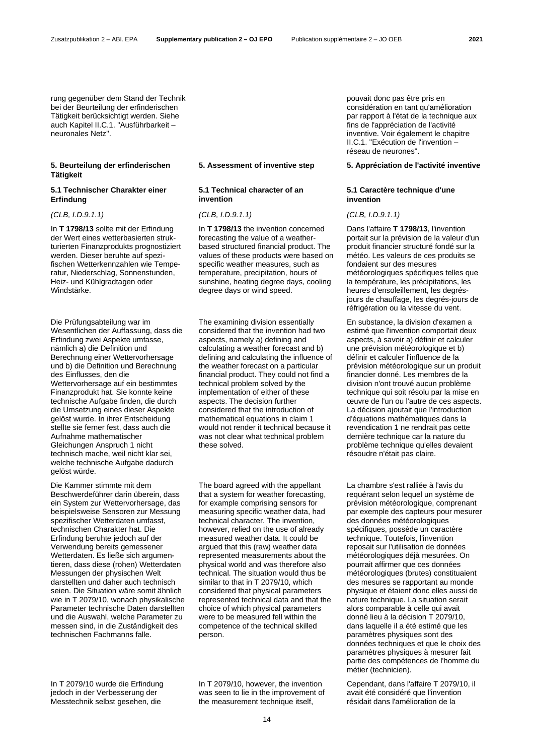rung gegenüber dem Stand der Technik bei der Beurteilung der erfinderischen Tätigkeit berücksichtigt werden. Siehe auch Kapitel II.C.1. "Ausführbarkeit – neuronales Netz".

pouvait donc pas être pris en considération en tant qu'amélioration par rapport à l'état de la technique aux fins de l'appréciation de l'activité inventive. Voir également le chapitre II.C.1. "Exécution de l'invention – réseau de neurones".

## 5. Beurteilung der erfinderischen Tätigkeit

### 5.1 Technischer Charakter einer Erfindung

*(CLB, I.D.9.1.1)*

In **T 1798/13** sollte mit der Erfindung der Wert eines wetterbasierten strukturierten Finanzprodukts prognostiziert werden. Dieser beruhte auf spezifischen Wetterkennzahlen wie Temperatur, Niederschlag, Sonnenstunden, Heiz- und Kühlgradtagen oder Windstärke.

Die Prüfungsabteilung war im Wesentlichen der Auffassung, dass die Erfindung zwei Aspekte umfasse, nämlich a) die Definition und Berechnung einer Wettervorhersage und b) die Definition und Berechnung des Einflusses, den die Wettervorhersage auf ein bestimmtes Finanzprodukt hat. Sie konnte keine technische Aufgabe finden, die durch die Umsetzung eines dieser Aspekte gelöst wurde. In ihrer Entscheidung stellte sie ferner fest, dass auch die Aufnahme mathematischer Gleichungen Anspruch 1 nicht technisch mache, weil nicht klar sei, welche technische Aufgabe dadurch gelöst würde.

Die Kammer stimmte mit dem Beschwerdeführer darin überein, dass ein System zur Wettervorhersage, das beispielsweise Sensoren zur Messung spezifischer Wetterdaten umfasst, technischen Charakter hat. Die Erfindung beruhte jedoch auf der Verwendung bereits gemessener Wetterdaten. Es ließe sich argumentieren, dass diese (rohen) Wetterdaten Messungen der physischen Welt darstellten und daher auch technisch seien. Die Situation wäre somit ähnlich wie in T 2079/10, wonach physikalische Parameter technische Daten darstellten und die Auswahl, welche Parameter zu messen sind, in die Zuständigkeit des technischen Fachmanns falle.

In T 2079/10 wurde die Erfindung jedoch in der Verbesserung der Messtechnik selbst gesehen, die

## 5. Assessment of inventive step

### 5.1 Technical character of an invention

*(CLB, I.D.9.1.1)*

In **T 1798/13** the invention concerned forecasting the value of a weather-based structured financial product. The values of these products were based on specific weather measures, such as temperature, precipitation, hours of sunshine, heating degree days, cooling degree days or wind speed.

The examining division essentially considered that the invention had two aspects, namely a) defining and calculating a weather forecast and b) defining and calculating the influence of the weather forecast on a particular financial product. They could not find a technical problem solved by the implementation of either of these aspects. The decision further considered that the introduction of mathematical equations in claim 1 would not render it technical because it was not clear what technical problem these solved.

The board agreed with the appellant that a system for weather forecasting, for example comprising sensors for measuring specific weather data, had technical character. The invention, however, relied on the use of already measured weather data. It could be argued that this (raw) weather data represented measurements about the physical world and was therefore also technical. The situation would thus be similar to that in T 2079/10, which considered that physical parameters represented technical data and that the choice of which physical parameters were to be measured fell within the competence of the technical skilled person.

In T 2079/10, however, the invention was seen to lie in the improvement of the measurement technique itself,

## 5. Appréciation de l'activité inventive

### 5.1 Caractère technique d'une invention

*(CLB, I.D.9.1.1)*

Dans l'affaire **T 1798/13**, l'invention portait sur la prévision de la valeur d'un produit financier structuré fondé sur la météo. Les valeurs de ces produits se fondaient sur des mesures météorologiques spécifiques telles que la température, les précipitations, les heures d'ensoleillement, les degrés-jours de chauffage, les degrés-jours de réfrigération ou la vitesse du vent.

En substance, la division d'examen a estimé que l'invention comportait deux aspects, à savoir a) définir et calculer une prévision météorologique et b) définir et calculer l'influence de la prévision météorologique sur un produit financier donné. Les membres de la division n'ont trouvé aucun problème technique qui soit résolu par la mise en œuvre de l'un ou l'autre de ces aspects. La décision ajoutait que l'introduction d'équations mathématiques dans la revendication 1 ne rendrait pas cette dernière technique car la nature du problème technique qu'elles devaient résoudre n'était pas claire.

La chambre s'est ralliée à l'avis du requérant selon lequel un système de prévision météorologique, comprenant par exemple des capteurs pour mesurer des données météorologiques spécifiques, possède un caractère technique. Toutefois, l'invention reposait sur l'utilisation de données météorologiques déjà mesurées. On pourrait affirmer que ces données météorologiques (brutes) constituaient des mesures se rapportant au monde physique et étaient donc elles aussi de nature technique. La situation serait alors comparable à celle qui avait donné lieu à la décision T 2079/10, dans laquelle il a été estimé que les paramètres physiques sont des données techniques et que le choix des paramètres physiques à mesurer fait partie des compétences de l'homme du métier (technicien).

Cependant, dans l'affaire T 2079/10, il avait été considéré que l'invention résidait dans l'amélioration de la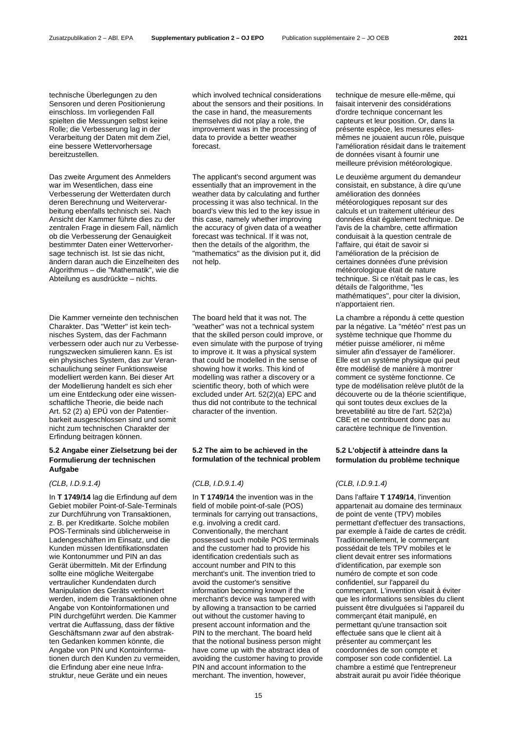technische Überlegungen zu den Sensoren und deren Positionierung einschloss. Im vorliegenden Fall spielten die Messungen selbst keine Rolle; die Verbesserung lag in der Verarbeitung der Daten mit dem Ziel, eine bessere Wettervorhersage bereitzustellen.

Das zweite Argument des Anmelders war im Wesentlichen, dass eine Verbesserung der Wetterdaten durch deren Berechnung und Weiterverarbeitung ebenfalls technisch sei. Nach Ansicht der Kammer führte dies zu der zentralen Frage in diesem Fall, nämlich ob die Verbesserung der Genauigkeit bestimmter Daten einer Wettervorhersage technisch ist. Ist sie das nicht, ändern daran auch die Einzelheiten des Algorithmus – die "Mathematik", wie die Abteilung es ausdrückte – nichts.

Die Kammer verneinte den technischen Charakter. Das "Wetter" ist kein technisches System, das der Fachmann verbessern oder auch nur zu Verbesserungszwecken simulieren kann. Es ist ein physisches System, das zur Veranschaulichung seiner Funktionsweise modelliert werden kann. Bei dieser Art der Modellierung handelt es sich eher um eine Entdeckung oder eine wissenschaftliche Theorie, die beide nach Art. 52 (2) a) EPÜ von der Patentierbarkeit ausgeschlossen sind und somit nicht zum technischen Charakter der Erfindung beitragen können.

### 5.2 Angabe einer Zielsetzung bei der Formulierung der technischen Aufgabe

*(CLB, I.D.9.1.4)*

In **T 1749/14** lag die Erfindung auf dem Gebiet mobiler Point-of-Sale-Terminals zur Durchführung von Transaktionen, z. B. per Kreditkarte. Solche mobilen POS-Terminals sind üblicherweise in Ladengeschäften im Einsatz, und die Kunden müssen Identifikationsdaten wie Kontonummer und PIN an das Gerät übermitteln. Mit der Erfindung sollte eine mögliche Weitergabe vertraulicher Kundendaten durch Manipulation des Geräts verhindert werden, indem die Transaktionen ohne Angabe von Kontoinformationen und PIN durchgeführt werden. Die Kammer vertrat die Auffassung, dass der fiktive Geschäftsmann zwar auf den abstrakten Gedanken kommen könnte, die Angabe von PIN und Kontoinformationen durch den Kunden zu vermeiden, die Erfindung aber eine neue Infrastruktur, neue Geräte und ein neues

which involved technical considerations about the sensors and their positions. In the case in hand, the measurements themselves did not play a role, the improvement was in the processing of data to provide a better weather forecast.

The applicant's second argument was essentially that an improvement in the weather data by calculating and further processing it was also technical. In the board's view this led to the key issue in this case, namely whether improving the accuracy of given data of a weather forecast was technical. If it was not, then the details of the algorithm, the "mathematics" as the division put it, did not help.

The board held that it was not. The "weather" was not a technical system that the skilled person could improve, or even simulate with the purpose of trying to improve it. It was a physical system that could be modelled in the sense of showing how it works. This kind of modelling was rather a discovery or a scientific theory, both of which were excluded under Art. 52(2)(a) EPC and thus did not contribute to the technical character of the invention.

### 5.2 The aim to be achieved in the formulation of the technical problem

*(CLB, I.D.9.1.4)*

In **T 1749/14** the invention was in the field of mobile point-of-sale (POS) terminals for carrying out transactions, e.g. involving a credit card. Conventionally, the merchant possessed such mobile POS terminals and the customer had to provide his identification credentials such as account number and PIN to this merchant's unit. The invention tried to avoid the customer's sensitive information becoming known if the merchant's device was tampered with by allowing a transaction to be carried out without the customer having to present account information and the PIN to the merchant. The board held that the notional business person might have come up with the abstract idea of avoiding the customer having to provide PIN and account information to the merchant. The invention, however,

technique de mesure elle-même, qui faisait intervenir des considérations d'ordre technique concernant les capteurs et leur position. Or, dans la présente espèce, les mesures elles-mêmes ne jouaient aucun rôle, puisque l'amélioration résidait dans le traitement de données visant à fournir une meilleure prévision météorologique.

Le deuxième argument du demandeur consistait, en substance, à dire qu'une amélioration des données météorologiques reposant sur des calculs et un traitement ultérieur des données était également technique. De l'avis de la chambre, cette affirmation conduisait à la question centrale de l'affaire, qui était de savoir si l'amélioration de la précision de certaines données d'une prévision météorologique était de nature technique. Si ce n'était pas le cas, les détails de l'algorithme, "les mathématiques", pour citer la division, n'apportaient rien.

La chambre a répondu à cette question par la négative. La "météo" n'est pas un système technique que l'homme du métier puisse améliorer, ni même simuler afin d'essayer de l'améliorer. Elle est un système physique qui peut être modélisé de manière à montrer comment ce système fonctionne. Ce type de modélisation relève plutôt de la découverte ou de la théorie scientifique, qui sont toutes deux exclues de la brevetabilité au titre de l'art. 52(2)a) CBE et ne contribuent donc pas au caractère technique de l'invention.

### 5.2 L'objectif à atteindre dans la formulation du problème technique

*(CLB, I.D.9.1.4)*

Dans l'affaire **T 1749/14**, l'invention appartenait au domaine des terminaux de point de vente (TPV) mobiles permettant d'effectuer des transactions, par exemple à l'aide de cartes de crédit. Traditionnellement, le commerçant possédait de tels TPV mobiles et le client devait entrer ses informations d'identification, par exemple son numéro de compte et son code confidentiel, sur l'appareil du commerçant. L'invention visait à éviter que les informations sensibles du client puissent être divulguées si l'appareil du commerçant était manipulé, en permettant qu'une transaction soit effectuée sans que le client ait à présenter au commerçant les coordonnées de son compte et composer son code confidentiel. La chambre a estimé que l'entrepreneur abstrait aurait pu avoir l'idée théorique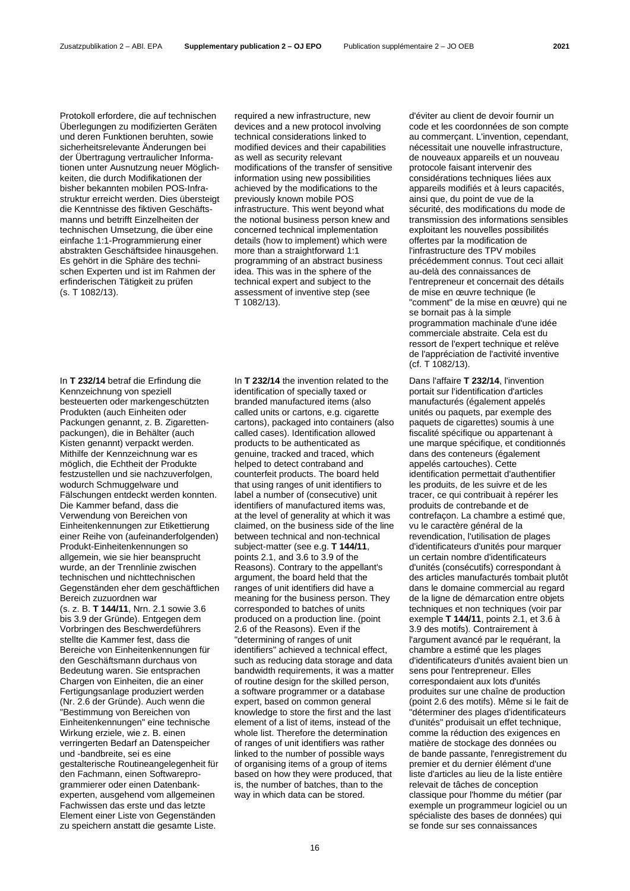Protokoll erfordere, die auf technischen Überlegungen zu modifizierten Geräten und deren Funktionen beruhten, sowie sicherheitsrelevante Änderungen bei der Übertragung vertraulicher Informationen unter Ausnutzung neuer Möglichkeiten, die durch Modifikationen der bisher bekannten mobilen POS-Infrastruktur erreicht werden. Dies übersteigt die Kenntnisse des fiktiven Geschäftsmanns und betrifft Einzelheiten der technischen Umsetzung, die über eine einfache 1:1-Programmierung einer abstrakten Geschäftsidee hinausgehen. Es gehört in die Sphäre des technischen Experten und ist im Rahmen der erfinderischen Tätigkeit zu prüfen (s. T 1082/13).

In **T 232/14** betraf die Erfindung die Kennzeichnung von speziell besteuerten oder markengeschützten Produkten (auch Einheiten oder Packungen genannt, z. B. Zigarettenpackungen), die in Behälter (auch Kisten genannt) verpackt werden. Mithilfe der Kennzeichnung war es möglich, die Echtheit der Produkte festzustellen und sie nachzuverfolgen, wodurch Schmuggelware und Fälschungen entdeckt werden konnten. Die Kammer befand, dass die Verwendung von Bereichen von Einheitenkennungen zur Etikettierung einer Reihe von (aufeinanderfolgenden) Produkt-Einheitenkennungen so allgemein, wie sie hier beansprucht wurde, an der Trennlinie zwischen technischen und nichttechnischen Gegenständen eher dem geschäftlichen Bereich zuzuordnen war (s. z. B. **T 144/11**, Nrn. 2.1 sowie 3.6 bis 3.9 der Gründe). Entgegen dem Vorbringen des Beschwerdeführers stellte die Kammer fest, dass die Bereiche von Einheitenkennungen für den Geschäftsmann durchaus von Bedeutung waren. Sie entsprachen Chargen von Einheiten, die an einer Fertigungsanlage produziert werden (Nr. 2.6 der Gründe). Auch wenn die "Bestimmung von Bereichen von Einheitenkennungen" eine technische Wirkung erziele, wie z. B. einen verringerten Bedarf an Datenspeicher und -bandbreite, sei es eine gestalterische Routineangelegenheit für den Fachmann, einen Softwareprogrammierer oder einen Datenbankexperten, ausgehend vom allgemeinen Fachwissen das erste und das letzte Element einer Liste von Gegenständen zu speichern anstatt die gesamte Liste.

required a new infrastructure, new devices and a new protocol involving technical considerations linked to modified devices and their capabilities as well as security relevant modifications of the transfer of sensitive information using new possibilities achieved by the modifications to the previously known mobile POS infrastructure. This went beyond what the notional business person knew and concerned technical implementation details (how to implement) which were more than a straightforward 1:1 programming of an abstract business idea. This was in the sphere of the technical expert and subject to the assessment of inventive step (see T 1082/13).

In **T 232/14** the invention related to the identification of specially taxed or branded manufactured items (also called units or cartons, e.g. cigarette cartons), packaged into containers (also called cases). Identification allowed products to be authenticated as genuine, tracked and traced, which helped to detect contraband and counterfeit products. The board held that using ranges of unit identifiers to label a number of (consecutive) unit identifiers of manufactured items was, at the level of generality at which it was claimed, on the business side of the line between technical and non-technical subject-matter (see e.g. **T 144/11**, points 2.1, and 3.6 to 3.9 of the Reasons). Contrary to the appellant's argument, the board held that the ranges of unit identifiers did have a meaning for the business person. They corresponded to batches of units produced on a production line. (point 2.6 of the Reasons). Even if the "determining of ranges of unit identifiers" achieved a technical effect, such as reducing data storage and data bandwidth requirements, it was a matter of routine design for the skilled person, a software programmer or a database expert, based on common general knowledge to store the first and the last element of a list of items, instead of the whole list. Therefore the determination of ranges of unit identifiers was rather linked to the number of possible ways of organising items of a group of items based on how they were produced, that is, the number of batches, than to the way in which data can be stored.

d'éviter au client de devoir fournir un code et les coordonnées de son compte au commerçant. L'invention, cependant, nécessitait une nouvelle infrastructure, de nouveaux appareils et un nouveau protocole faisant intervenir des considérations techniques liées aux appareils modifiés et à leurs capacités, ainsi que, du point de vue de la sécurité, des modifications du mode de transmission des informations sensibles exploitant les nouvelles possibilités offertes par la modification de l'infrastructure des TPV mobiles précédemment connus. Tout ceci allait au-delà des connaissances de l'entrepreneur et concernait des détails de mise en œuvre technique (le "comment" de la mise en œuvre) qui ne se bornait pas à la simple programmation machinale d'une idée commerciale abstraite. Cela est du ressort de l'expert technique et relève de l'appréciation de l'activité inventive (cf. T 1082/13).

Dans l'affaire **T 232/14**, l'invention portait sur l'identification d'articles manufacturés (également appelés unités ou paquets, par exemple des paquets de cigarettes) soumis à une fiscalité spécifique ou appartenant à une marque spécifique, et conditionnés dans des conteneurs (également appelés cartouches). Cette identification permettait d'authentifier les produits, de les suivre et de les tracer, ce qui contribuait à repérer les produits de contrebande et de contrefaçon. La chambre a estimé que, vu le caractère général de la revendication, l'utilisation de plages d'identificateurs d'unités pour marquer un certain nombre d'identificateurs d'unités (consécutifs) correspondant à des articles manufacturés tombait plutôt dans le domaine commercial au regard de la ligne de démarcation entre objets techniques et non techniques (voir par exemple **T 144/11**, points 2.1, et 3.6 à 3.9 des motifs). Contrairement à l'argument avancé par le requérant, la chambre a estimé que les plages d'identificateurs d'unités avaient bien un sens pour l'entrepreneur. Elles correspondaient aux lots d'unités produites sur une chaîne de production (point 2.6 des motifs). Même si le fait de "déterminer des plages d'identificateurs d'unités" produisait un effet technique, comme la réduction des exigences en matière de stockage des données ou de bande passante, l'enregistrement du premier et du dernier élément d'une liste d'articles au lieu de la liste entière relevait de tâches de conception classique pour l'homme du métier (par exemple un programmeur logiciel ou un spécialiste des bases de données) qui se fonde sur ses connaissances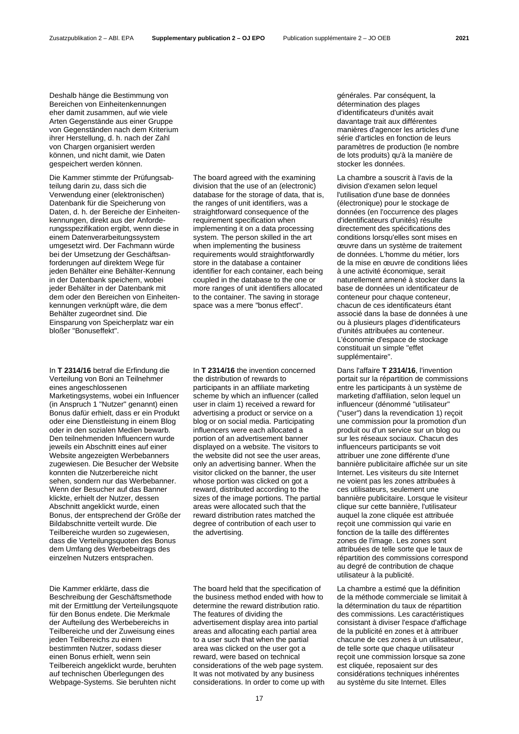Deshalb hänge die Bestimmung von Bereichen von Einheitenkennungen eher damit zusammen, auf wie viele Arten Gegenstände aus einer Gruppe von Gegenständen nach dem Kriterium ihrer Herstellung, d. h. nach der Zahl von Chargen organisiert werden können, und nicht damit, wie Daten gespeichert werden können.

Die Kammer stimmte der Prüfungsabteilung darin zu, dass sich die Verwendung einer (elektronischen) Datenbank für die Speicherung von Daten, d. h. der Bereiche der Einheitenkennungen, direkt aus der Anforderungsspezifikation ergibt, wenn diese in einem Datenverarbeitungssystem umgesetzt wird. Der Fachmann würde bei der Umsetzung der Geschäftsanforderungen auf direktem Wege für jeden Behälter eine Behälter-Kennung in der Datenbank speichern, wobei jeder Behälter in der Datenbank mit dem oder den Bereichen von Einheitenkennungen verknüpft wäre, die dem Behälter zugeordnet sind. Die Einsparung von Speicherplatz war ein bloßer "Bonuseffekt".

In **T 2314/16** betraf die Erfindung die Verteilung von Boni an Teilnehmer eines angeschlossenen Marketingsystems, wobei ein Influencer (in Anspruch 1 "Nutzer" genannt) einen Bonus dafür erhielt, dass er ein Produkt oder eine Dienstleistung in einem Blog oder in den sozialen Medien bewarb. Den teilnehmenden Influencern wurde jeweils ein Abschnitt eines auf einer Website angezeigten Werbebanners zugewiesen. Die Besucher der Website konnten die Nutzerbereiche nicht sehen, sondern nur das Werbebanner. Wenn der Besucher auf das Banner klickte, erhielt der Nutzer, dessen Abschnitt angeklickt wurde, einen Bonus, der entsprechend der Größe der Bildabschnitte verteilt wurde. Die Teilbereiche wurden so zugewiesen, dass die Verteilungsquoten des Bonus dem Umfang des Werbebeitrags des einzelnen Nutzers entsprachen.

Die Kammer erklärte, dass die Beschreibung der Geschäftsmethode mit der Ermittlung der Verteilungsquote für den Bonus endete. Die Merkmale der Aufteilung des Werbebereichs in Teilbereiche und der Zuweisung eines jeden Teilbereichs zu einem bestimmten Nutzer, sodass dieser einen Bonus erhielt, wenn sein Teilbereich angeklickt wurde, beruhten auf technischen Überlegungen des Webpage-Systems. Sie beruhten nicht

The board agreed with the examining division that the use of an (electronic) database for the storage of data, that is, the ranges of unit identifiers, was a straightforward consequence of the requirement specification when implementing it on a data processing system. The person skilled in the art when implementing the business requirements would straightforwardly store in the database a container identifier for each container, each being coupled in the database to the one or more ranges of unit identifiers allocated to the container. The saving in storage space was a mere "bonus effect".

In **T 2314/16** the invention concerned the distribution of rewards to participants in an affiliate marketing scheme by which an influencer (called user in claim 1) received a reward for advertising a product or service on a blog or on social media. Participating influencers were each allocated a portion of an advertisement banner displayed on a website. The visitors to the website did not see the user areas, only an advertising banner. When the visitor clicked on the banner, the user whose portion was clicked on got a reward, distributed according to the sizes of the image portions. The partial areas were allocated such that the reward distribution rates matched the degree of contribution of each user to the advertising.

The board held that the specification of the business method ended with how to determine the reward distribution ratio. The features of dividing the advertisement display area into partial areas and allocating each partial area to a user such that when the partial area was clicked on the user got a reward, were based on technical considerations of the web page system. It was not motivated by any business considerations. In order to come up with

générales. Par conséquent, la détermination des plages d'identificateurs d'unités avait davantage trait aux différentes manières d'agencer les articles d'une série d'articles en fonction de leurs paramètres de production (le nombre de lots produits) qu'à la manière de stocker les données.

La chambre a souscrit à l'avis de la division d'examen selon lequel l'utilisation d'une base de données (électronique) pour le stockage de données (en l'occurrence des plages d'identificateurs d'unités) résulte directement des spécifications des conditions lorsqu'elles sont mises en œuvre dans un système de traitement de données. L'homme du métier, lors de la mise en œuvre de conditions liées à une activité économique, serait naturellement amené à stocker dans la base de données un identificateur de conteneur pour chaque conteneur, chacun de ces identificateurs étant associé dans la base de données à une ou à plusieurs plages d'identificateurs d'unités attribuées au conteneur. L'économie d'espace de stockage constituait un simple "effet supplémentaire".

Dans l'affaire **T 2314/16**, l'invention portait sur la répartition de commissions entre les participants à un système de marketing d'affiliation, selon lequel un influenceur (dénommé "utilisateur" ("user") dans la revendication 1) reçoit une commission pour la promotion d'un produit ou d'un service sur un blog ou sur les réseaux sociaux. Chacun des influenceurs participants se voit attribuer une zone différente d'une bannière publicitaire affichée sur un site Internet. Les visiteurs du site Internet ne voient pas les zones attribuées à ces utilisateurs, seulement une bannière publicitaire. Lorsque le visiteur clique sur cette bannière, l'utilisateur auquel la zone cliquée est attribuée reçoit une commission qui varie en fonction de la taille des différentes zones de l'image. Les zones sont attribuées de telle sorte que le taux de répartition des commissions correspond au degré de contribution de chaque utilisateur à la publicité.

La chambre a estimé que la définition de la méthode commerciale se limitait à la détermination du taux de répartition des commissions. Les caractéristiques consistant à diviser l'espace d'affichage de la publicité en zones et à attribuer chacune de ces zones à un utilisateur, de telle sorte que chaque utilisateur reçoit une commission lorsque sa zone est cliquée, reposaient sur des considérations techniques inhérentes au système du site Internet. Elles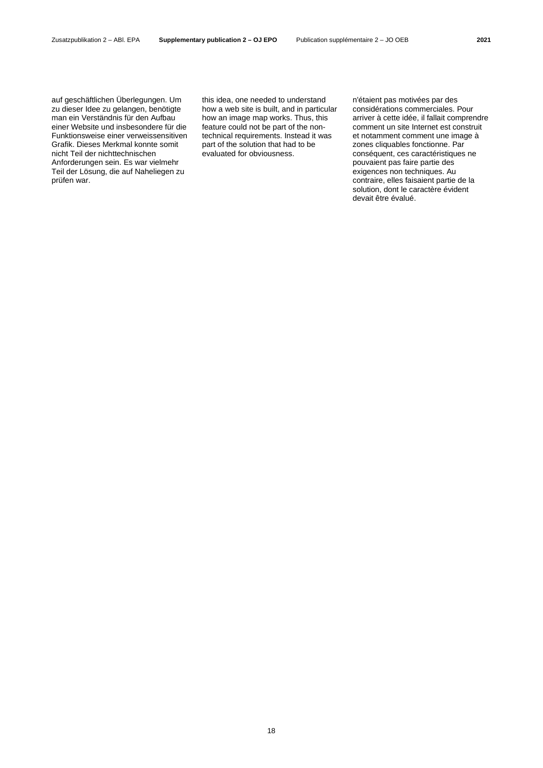auf geschäftlichen Überlegungen. Um zu dieser Idee zu gelangen, benötigte man ein Verständnis für den Aufbau einer Website und insbesondere für die Funktionsweise einer verweissensitiven Grafik. Dieses Merkmal konnte somit nicht Teil der nichttechnischen Anforderungen sein. Es war vielmehr Teil der Lösung, die auf Naheliegen zu prüfen war.

this idea, one needed to understand how a web site is built, and in particular how an image map works. Thus, this feature could not be part of the non-technical requirements. Instead it was part of the solution that had to be evaluated for obviousness.

n'étaient pas motivées par des considérations commerciales. Pour arriver à cette idée, il fallait comprendre comment un site Internet est construit et notamment comment une image à zones cliquables fonctionne. Par conséquent, ces caractéristiques ne pouvaient pas faire partie des exigences non techniques. Au contraire, elles faisaient partie de la solution, dont le caractère évident devait être évalué.